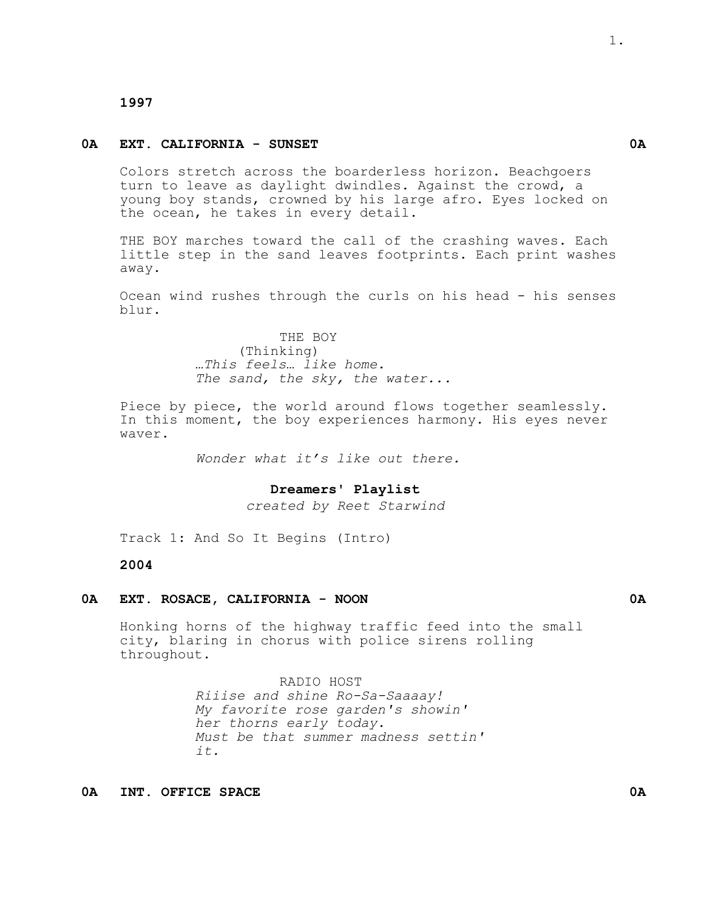**1997**

**0A EXT. CALIFORNIA - SUNSET 0A**

Colors stretch across the boarderless horizon. Beachgoers turn to leave as daylight dwindles. Against the crowd, a young boy stands, crowned by his large afro. Eyes locked on the ocean, he takes in every detail.

THE BOY marches toward the call of the crashing waves. Each little step in the sand leaves footprints. Each print washes away.

Ocean wind rushes through the curls on his head - his senses blur.

THE BOY
(Thinking)
*…This feels… like home.*
*The sand, the sky, the water...*

Piece by piece, the world around flows together seamlessly. In this moment, the boy experiences harmony. His eyes never waver.

*Wonder what it's like out there.*

**Dreamers' Playlist**

*created by Reet Starwind*

Track 1: And So It Begins (Intro)

**2004**

**0A EXT. ROSACE, CALIFORNIA - NOON 0A**

Honking horns of the highway traffic feed into the small city, blaring in chorus with police sirens rolling throughout.

RADIO HOST
*Riiise and shine Ro-Sa-Saaaay!*
*My favorite rose garden's showin'*
*her thorns early today.*
*Must be that summer madness settin'*
*it.*

**0A INT. OFFICE SPACE 0A**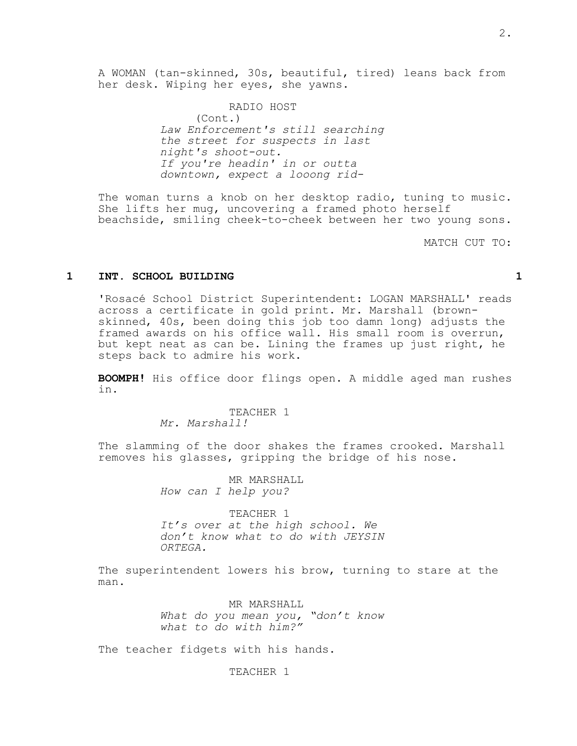A WOMAN (tan-skinned, 30s, beautiful, tired) leans back from her desk. Wiping her eyes, she yawns.

RADIO HOST
(Cont.)
*Law Enforcement's still searching the street for suspects in last night's shoot-out.*
*If you're headin' in or outta downtown, expect a looong rid-*

The woman turns a knob on her desktop radio, tuning to music. She lifts her mug, uncovering a framed photo herself beachside, smiling cheek-to-cheek between her two young sons.

MATCH CUT TO:

### 1 INT. SCHOOL BUILDING 1

'Rosacé School District Superintendent: LOGAN MARSHALL' reads across a certificate in gold print. Mr. Marshall (brown-skinned, 40s, been doing this job too damn long) adjusts the framed awards on his office wall. His small room is overrun, but kept neat as can be. Lining the frames up just right, he steps back to admire his work.

**BOOMPH!** His office door flings open. A middle aged man rushes in.

TEACHER 1
*Mr. Marshall!*

The slamming of the door shakes the frames crooked. Marshall removes his glasses, gripping the bridge of his nose.

MR MARSHALL
*How can I help you?*

TEACHER 1
*It's over at the high school. We don't know what to do with JEYSIN ORTEGA.*

The superintendent lowers his brow, turning to stare at the man.

MR MARSHALL
*What do you mean you, "don't know what to do with him?"*

The teacher fidgets with his hands.

TEACHER 1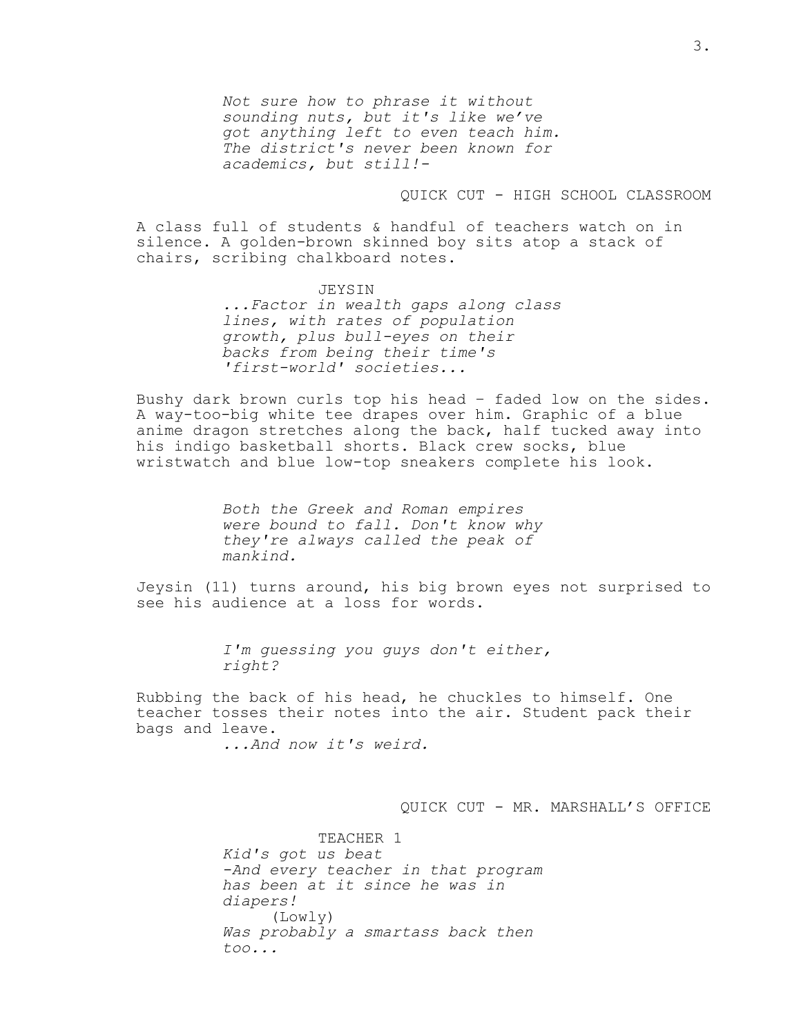*Not sure how to phrase it without sounding nuts, but it's like we've got anything left to even teach him. The district's never been known for academics, but still!-*

QUICK CUT - HIGH SCHOOL CLASSROOM

A class full of students & handful of teachers watch on in silence. A golden-brown skinned boy sits atop a stack of chairs, scribing chalkboard notes.

JEYSIN

*...Factor in wealth gaps along class lines, with rates of population growth, plus bull-eyes on their backs from being their time's 'first-world' societies...*

Bushy dark brown curls top his head – faded low on the sides. A way-too-big white tee drapes over him. Graphic of a blue anime dragon stretches along the back, half tucked away into his indigo basketball shorts. Black crew socks, blue wristwatch and blue low-top sneakers complete his look.

*Both the Greek and Roman empires were bound to fall. Don't know why they're always called the peak of mankind.*

Jeysin (11) turns around, his big brown eyes not surprised to see his audience at a loss for words.

*I'm guessing you guys don't either, right?*

Rubbing the back of his head, he chuckles to himself. One teacher tosses their notes into the air. Student pack their bags and leave.

*...And now it's weird.*

QUICK CUT - MR. MARSHALL'S OFFICE

TEACHER 1

*Kid's got us beat -And every teacher in that program has been at it since he was in diapers!*

(Lowly)

*Was probably a smartass back then too...*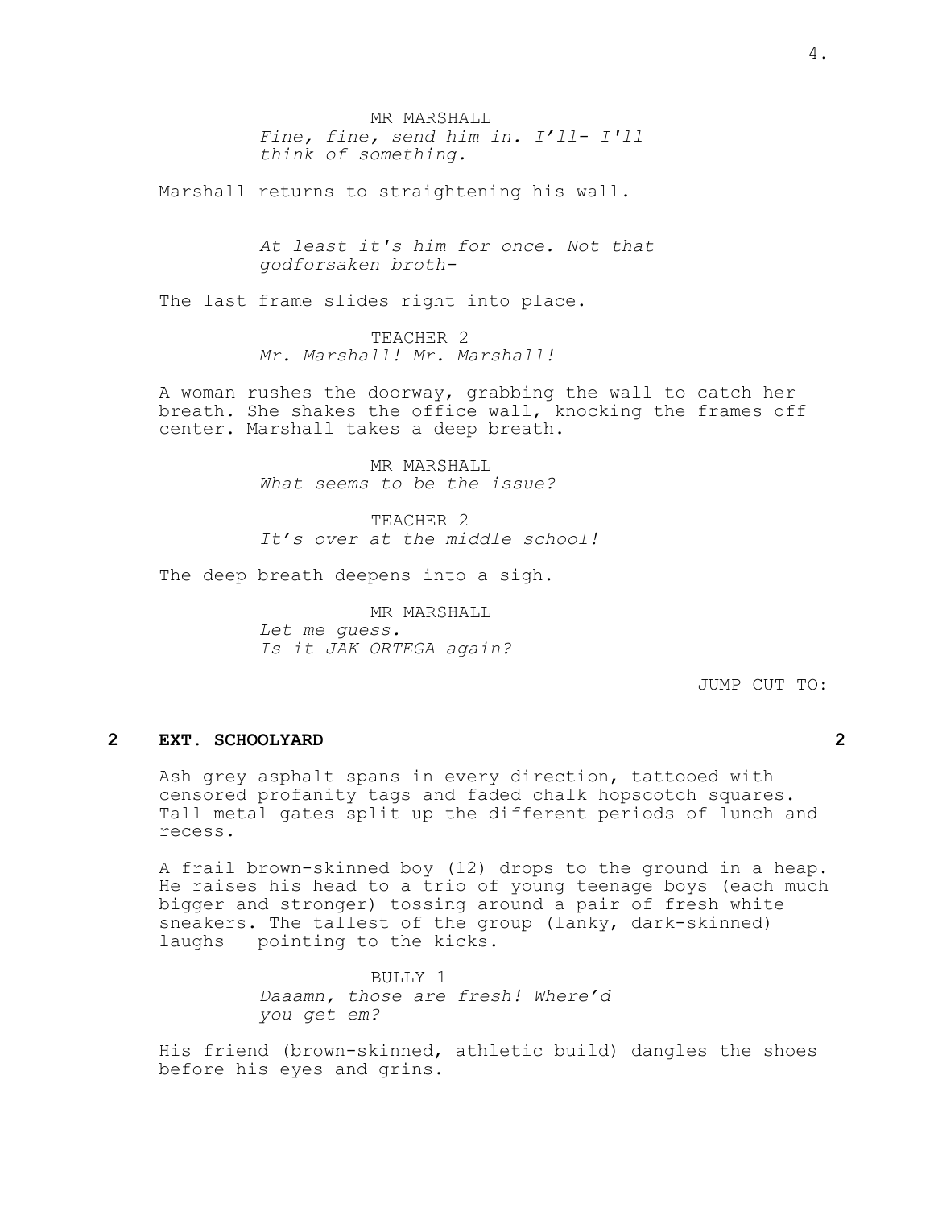MR MARSHALL

*Fine, fine, send him in. I'll- I'll think of something.*

Marshall returns to straightening his wall.

*At least it's him for once. Not that godforsaken broth-*

The last frame slides right into place.

TEACHER 2

*Mr. Marshall! Mr. Marshall!*

A woman rushes the doorway, grabbing the wall to catch her breath. She shakes the office wall, knocking the frames off center. Marshall takes a deep breath.

MR MARSHALL

*What seems to be the issue?*

TEACHER 2

*It's over at the middle school!*

The deep breath deepens into a sigh.

MR MARSHALL

*Let me guess.*
*Is it JAK ORTEGA again?*

JUMP CUT TO:

**2 EXT. SCHOOLYARD 2**

Ash grey asphalt spans in every direction, tattooed with censored profanity tags and faded chalk hopscotch squares. Tall metal gates split up the different periods of lunch and recess.

A frail brown-skinned boy (12) drops to the ground in a heap. He raises his head to a trio of young teenage boys (each much bigger and stronger) tossing around a pair of fresh white sneakers. The tallest of the group (lanky, dark-skinned) laughs - pointing to the kicks.

BULLY 1

*Daaamn, those are fresh! Where'd you get em?*

His friend (brown-skinned, athletic build) dangles the shoes before his eyes and grins.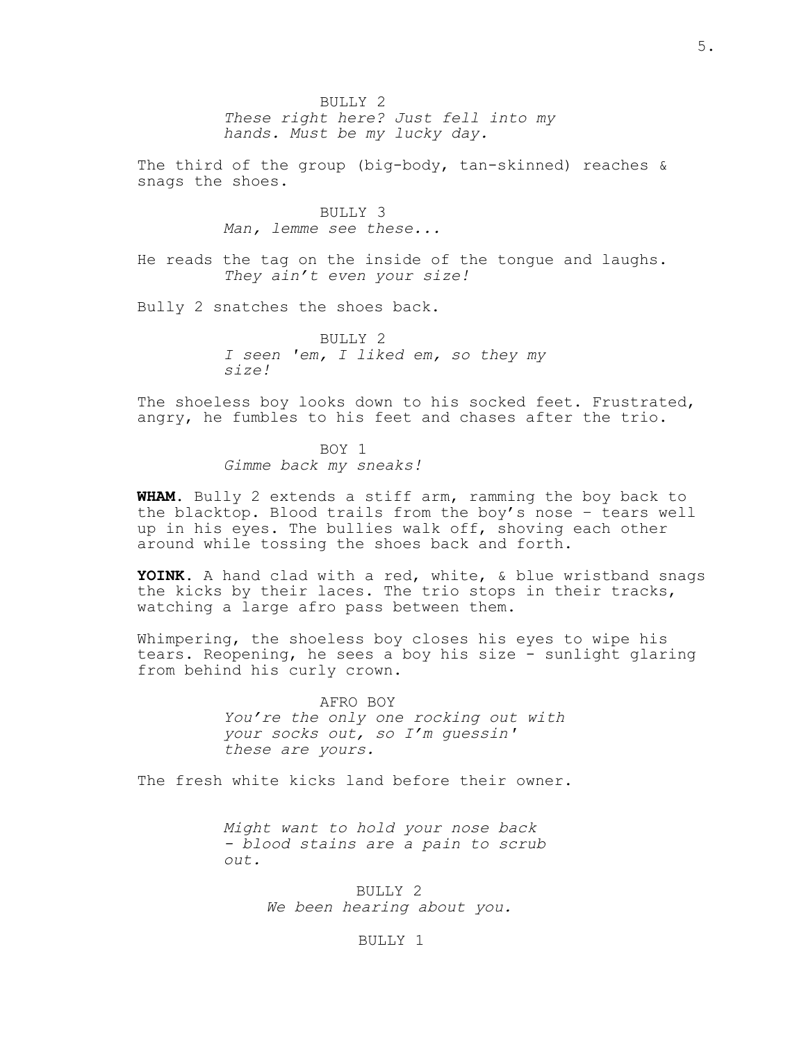BULLY 2

*These right here? Just fell into my hands. Must be my lucky day.*

The third of the group (big-body, tan-skinned) reaches & snags the shoes.

BULLY 3

*Man, lemme see these...*

He reads the tag on the inside of the tongue and laughs.

*They ain't even your size!*

Bully 2 snatches the shoes back.

BULLY 2

*I seen 'em, I liked em, so they my size!*

The shoeless boy looks down to his socked feet. Frustrated, angry, he fumbles to his feet and chases after the trio.

BOY 1

*Gimme back my sneaks!*

**WHAM**. Bully 2 extends a stiff arm, ramming the boy back to the blacktop. Blood trails from the boy's nose – tears well up in his eyes. The bullies walk off, shoving each other around while tossing the shoes back and forth.

**YOINK**. A hand clad with a red, white, & blue wristband snags the kicks by their laces. The trio stops in their tracks, watching a large afro pass between them.

Whimpering, the shoeless boy closes his eyes to wipe his tears. Reopening, he sees a boy his size - sunlight glaring from behind his curly crown.

AFRO BOY

*You're the only one rocking out with your socks out, so I'm guessin' these are yours.*

The fresh white kicks land before their owner.

*Might want to hold your nose back - blood stains are a pain to scrub out.*

BULLY 2

*We been hearing about you.*

BULLY 1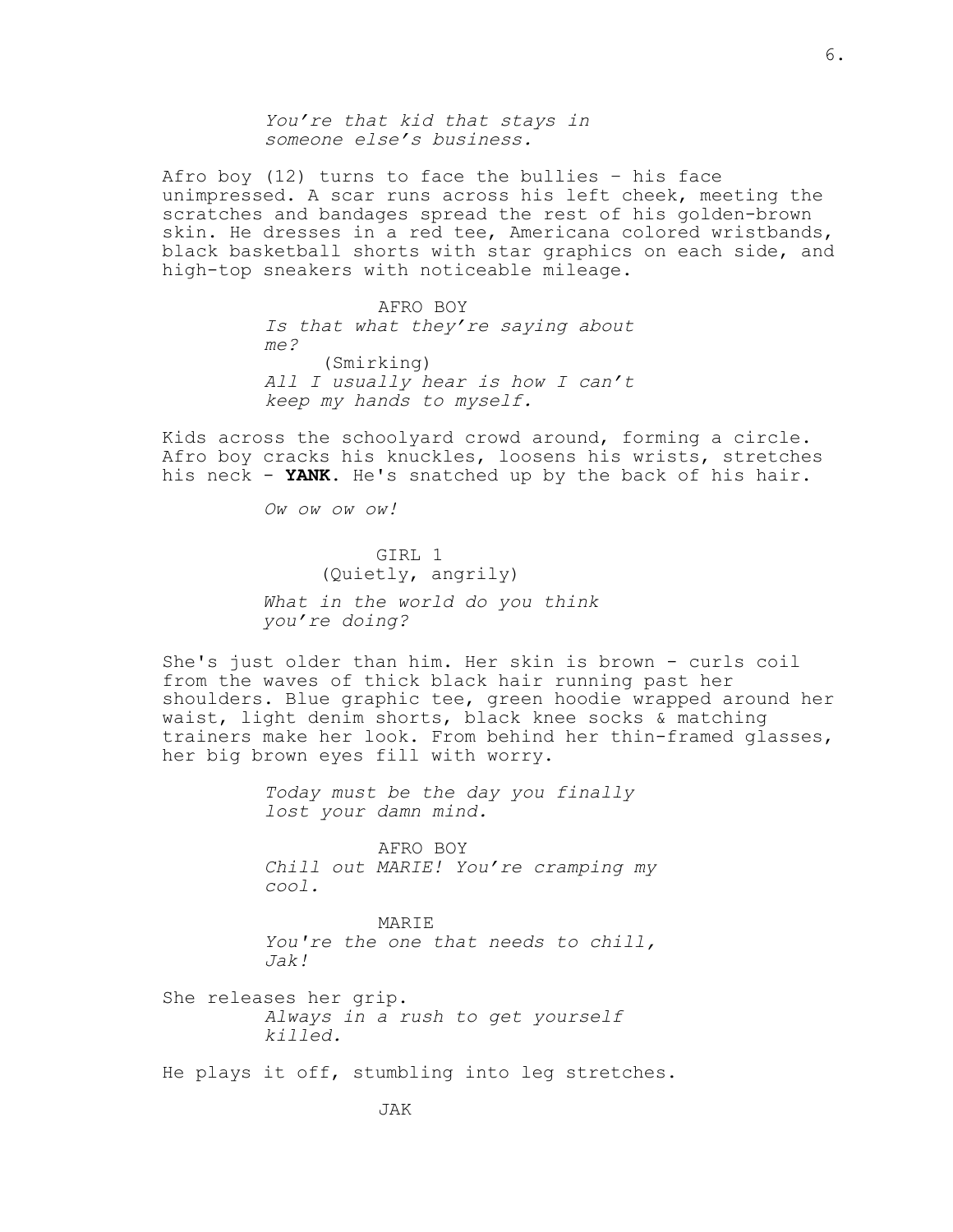*You're that kid that stays in someone else's business.*

Afro boy (12) turns to face the bullies – his face unimpressed. A scar runs across his left cheek, meeting the scratches and bandages spread the rest of his golden-brown skin. He dresses in a red tee, Americana colored wristbands, black basketball shorts with star graphics on each side, and high-top sneakers with noticeable mileage.

AFRO BOY

*Is that what they're saying about me?*

(Smirking)

*All I usually hear is how I can't keep my hands to myself.*

Kids across the schoolyard crowd around, forming a circle. Afro boy cracks his knuckles, loosens his wrists, stretches his neck - **YANK**. He's snatched up by the back of his hair.

*Ow ow ow ow!*

GIRL 1

(Quietly, angrily)

*What in the world do you think you're doing?*

She's just older than him. Her skin is brown - curls coil from the waves of thick black hair running past her shoulders. Blue graphic tee, green hoodie wrapped around her waist, light denim shorts, black knee socks & matching trainers make her look. From behind her thin-framed glasses, her big brown eyes fill with worry.

*Today must be the day you finally lost your damn mind.*

AFRO BOY

*Chill out MARIE! You're cramping my cool.*

MARIE

*You're the one that needs to chill, Jak!*

She releases her grip.

*Always in a rush to get yourself killed.*

He plays it off, stumbling into leg stretches.

JAK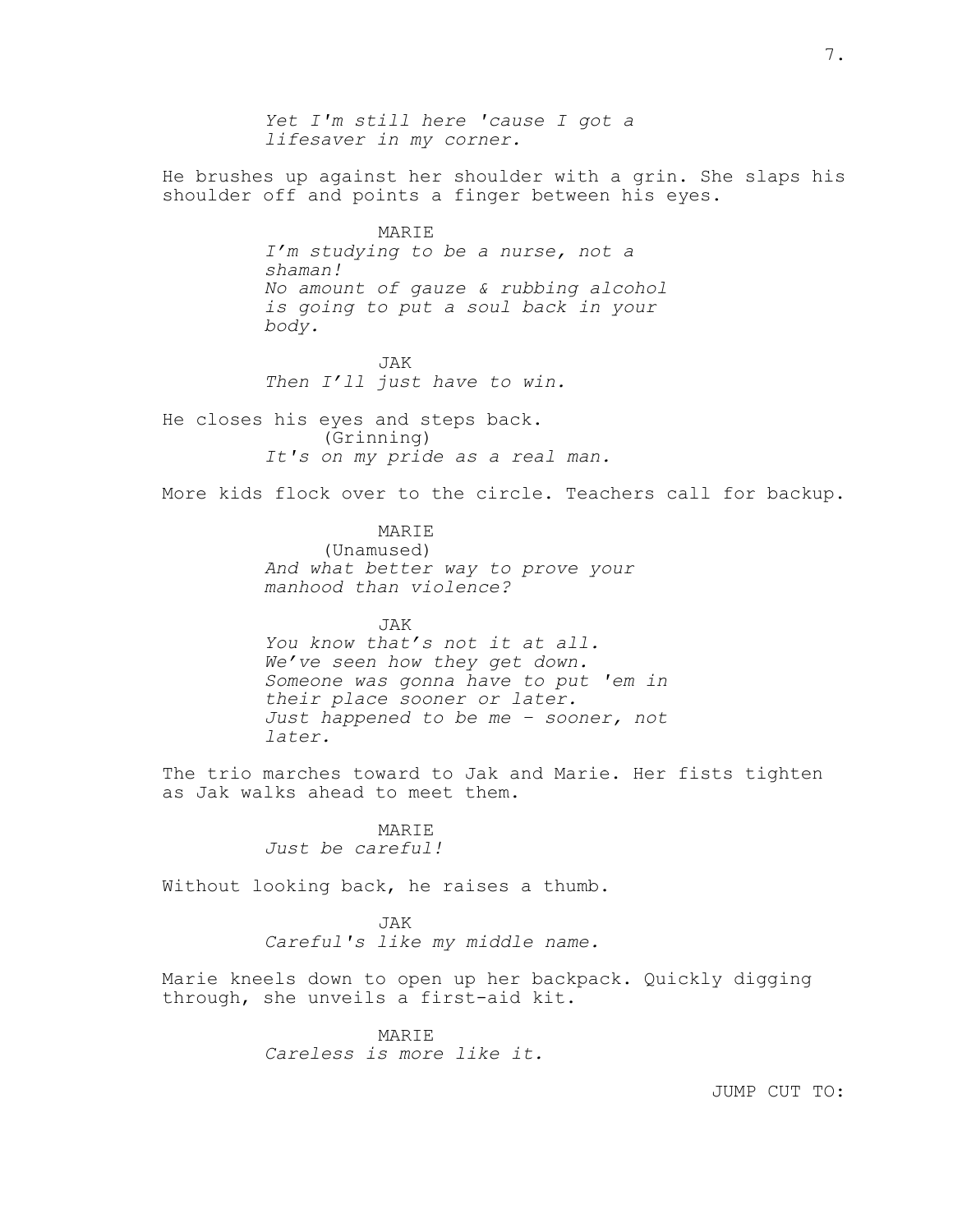*Yet I'm still here 'cause I got a lifesaver in my corner.*

He brushes up against her shoulder with a grin. She slaps his shoulder off and points a finger between his eyes.

MARIE

*I'm studying to be a nurse, not a shaman!*
*No amount of gauze & rubbing alcohol is going to put a soul back in your body.*

JAK

*Then I'll just have to win.*

He closes his eyes and steps back.

(Grinning)

*It's on my pride as a real man.*

More kids flock over to the circle. Teachers call for backup.

MARIE

(Unamused)

*And what better way to prove your manhood than violence?*

JAK

*You know that's not it at all.*
*We've seen how they get down.*
*Someone was gonna have to put 'em in their place sooner or later.*
*Just happened to be me - sooner, not later.*

The trio marches toward to Jak and Marie. Her fists tighten as Jak walks ahead to meet them.

MARIE

*Just be careful!*

Without looking back, he raises a thumb.

JAK

*Careful's like my middle name.*

Marie kneels down to open up her backpack. Quickly digging through, she unveils a first-aid kit.

MARIE

*Careless is more like it.*

JUMP CUT TO: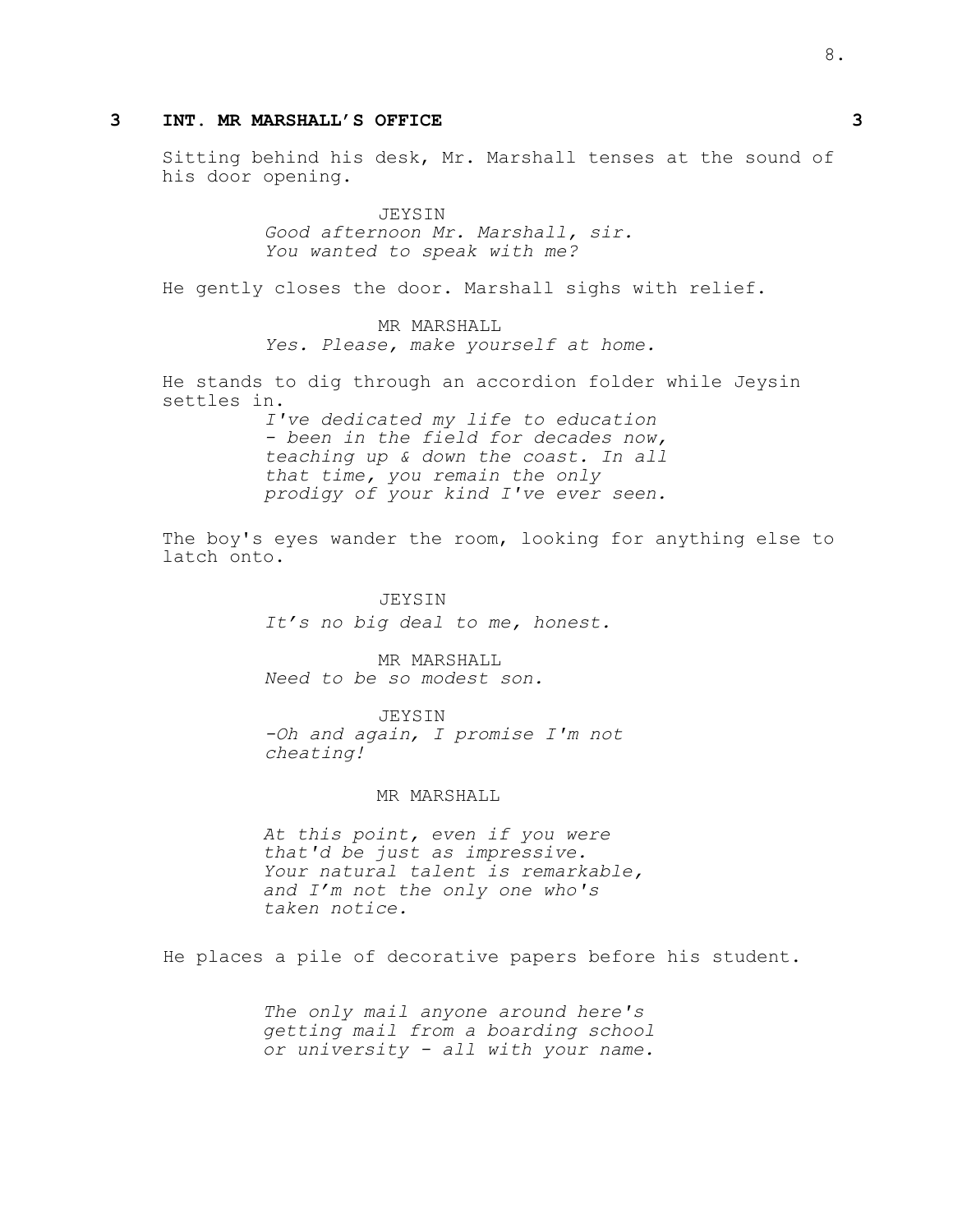### 3 INT. MR MARSHALL'S OFFICE 3

Sitting behind his desk, Mr. Marshall tenses at the sound of his door opening.

JEYSIN
*Good afternoon Mr. Marshall, sir. You wanted to speak with me?*

He gently closes the door. Marshall sighs with relief.

MR MARSHALL
*Yes. Please, make yourself at home.*

He stands to dig through an accordion folder while Jeysin settles in.

*I've dedicated my life to education - been in the field for decades now, teaching up & down the coast. In all that time, you remain the only prodigy of your kind I've ever seen.*

The boy's eyes wander the room, looking for anything else to latch onto.

JEYSIN
*It's no big deal to me, honest.*

MR MARSHALL
*Need to be so modest son.*

JEYSIN
*-Oh and again, I promise I'm not cheating!*

MR MARSHALL
*At this point, even if you were that'd be just as impressive. Your natural talent is remarkable, and I'm not the only one who's taken notice.*

He places a pile of decorative papers before his student.

*The only mail anyone around here's getting mail from a boarding school or university - all with your name.*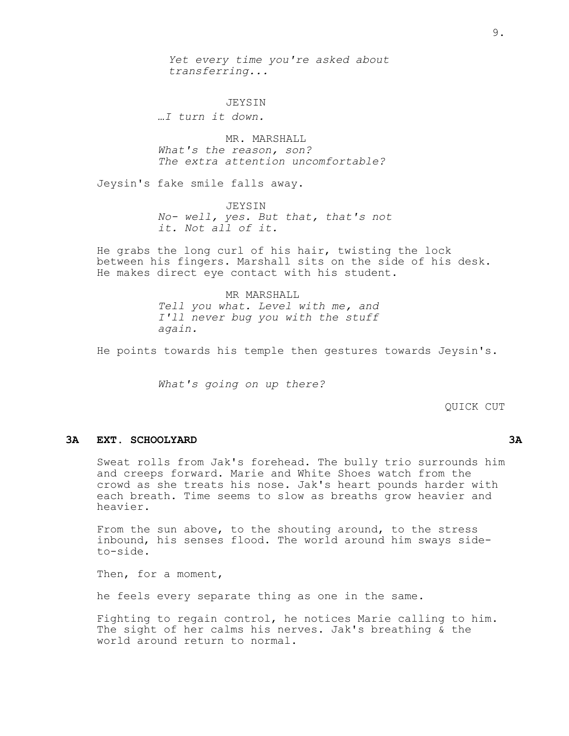*Yet every time you're asked about transferring...*

JEYSIN

*…I turn it down.*

MR. MARSHALL

*What's the reason, son? The extra attention uncomfortable?*

Jeysin's fake smile falls away.

JEYSIN

*No- well, yes. But that, that's not it. Not all of it.*

He grabs the long curl of his hair, twisting the lock between his fingers. Marshall sits on the side of his desk. He makes direct eye contact with his student.

MR MARSHALL

*Tell you what. Level with me, and I'll never bug you with the stuff again.*

He points towards his temple then gestures towards Jeysin's.

*What's going on up there?*

QUICK CUT

**3A EXT. SCHOOLYARD 3A**

Sweat rolls from Jak's forehead. The bully trio surrounds him and creeps forward. Marie and White Shoes watch from the crowd as she treats his nose. Jak's heart pounds harder with each breath. Time seems to slow as breaths grow heavier and heavier.

From the sun above, to the shouting around, to the stress inbound, his senses flood. The world around him sways side-to-side.

Then, for a moment,

he feels every separate thing as one in the same.

Fighting to regain control, he notices Marie calling to him. The sight of her calms his nerves. Jak's breathing & the world around return to normal.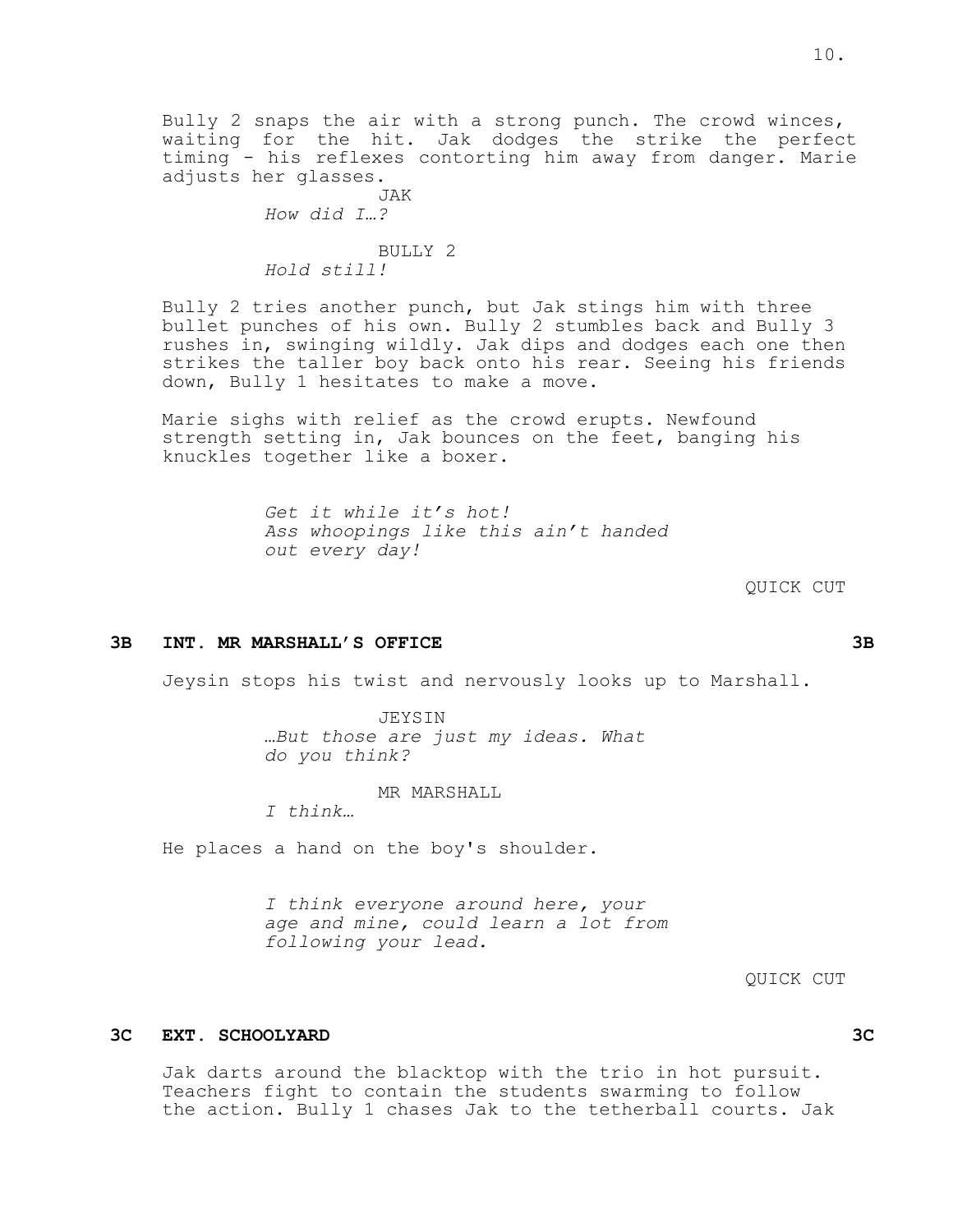Bully 2 snaps the air with a strong punch. The crowd winces, waiting for the hit. Jak dodges the strike the perfect timing - his reflexes contorting him away from danger. Marie adjusts her glasses.

JAK
*How did I…?*

BULLY 2
*Hold still!*

Bully 2 tries another punch, but Jak stings him with three bullet punches of his own. Bully 2 stumbles back and Bully 3 rushes in, swinging wildly. Jak dips and dodges each one then strikes the taller boy back onto his rear. Seeing his friends down, Bully 1 hesitates to make a move.

Marie sighs with relief as the crowd erupts. Newfound strength setting in, Jak bounces on the feet, banging his knuckles together like a boxer.

*Get it while it's hot!*
*Ass whoopings like this ain't handed out every day!*

QUICK CUT

**3B INT. MR MARSHALL'S OFFICE 3B**

Jeysin stops his twist and nervously looks up to Marshall.

JEYSIN
*…But those are just my ideas. What do you think?*

MR MARSHALL
*I think…*

He places a hand on the boy's shoulder.

*I think everyone around here, your age and mine, could learn a lot from following your lead.*

QUICK CUT

**3C EXT. SCHOOLYARD 3C**

Jak darts around the blacktop with the trio in hot pursuit. Teachers fight to contain the students swarming to follow the action. Bully 1 chases Jak to the tetherball courts. Jak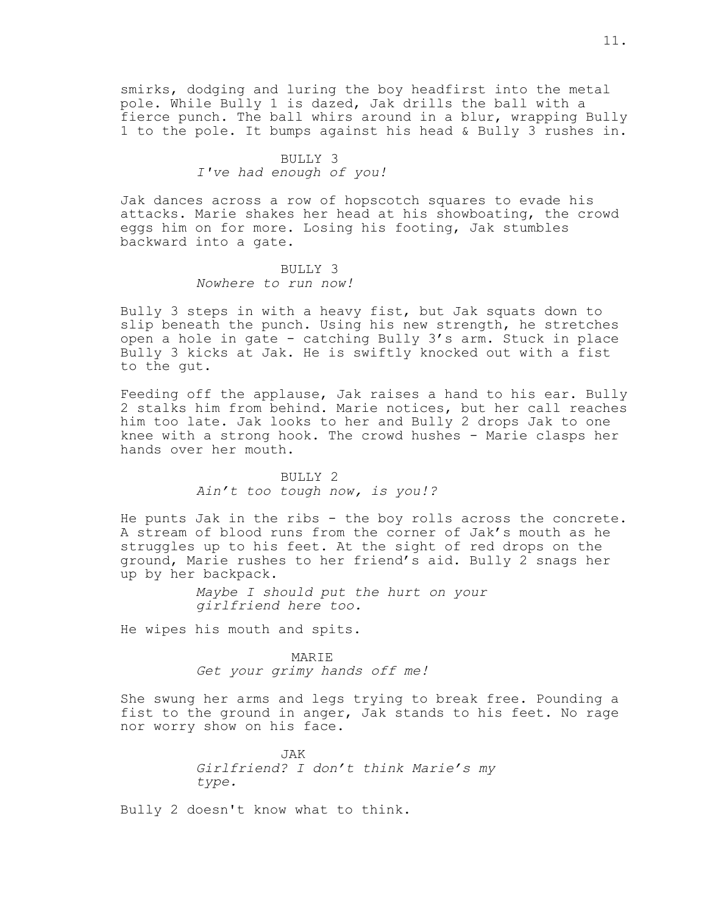smirks, dodging and luring the boy headfirst into the metal pole. While Bully 1 is dazed, Jak drills the ball with a fierce punch. The ball whirs around in a blur, wrapping Bully 1 to the pole. It bumps against his head & Bully 3 rushes in.

BULLY 3
*I've had enough of you!*

Jak dances across a row of hopscotch squares to evade his attacks. Marie shakes her head at his showboating, the crowd eggs him on for more. Losing his footing, Jak stumbles backward into a gate.

BULLY 3
*Nowhere to run now!*

Bully 3 steps in with a heavy fist, but Jak squats down to slip beneath the punch. Using his new strength, he stretches open a hole in gate - catching Bully 3's arm. Stuck in place Bully 3 kicks at Jak. He is swiftly knocked out with a fist to the gut.

Feeding off the applause, Jak raises a hand to his ear. Bully 2 stalks him from behind. Marie notices, but her call reaches him too late. Jak looks to her and Bully 2 drops Jak to one knee with a strong hook. The crowd hushes - Marie clasps her hands over her mouth.

BULLY 2
*Ain't too tough now, is you!?*

He punts Jak in the ribs - the boy rolls across the concrete. A stream of blood runs from the corner of Jak's mouth as he struggles up to his feet. At the sight of red drops on the ground, Marie rushes to her friend's aid. Bully 2 snags her up by her backpack.

*Maybe I should put the hurt on your girlfriend here too.*

He wipes his mouth and spits.

MARIE
*Get your grimy hands off me!*

She swung her arms and legs trying to break free. Pounding a fist to the ground in anger, Jak stands to his feet. No rage nor worry show on his face.

JAK
*Girlfriend? I don't think Marie's my type.*

Bully 2 doesn't know what to think.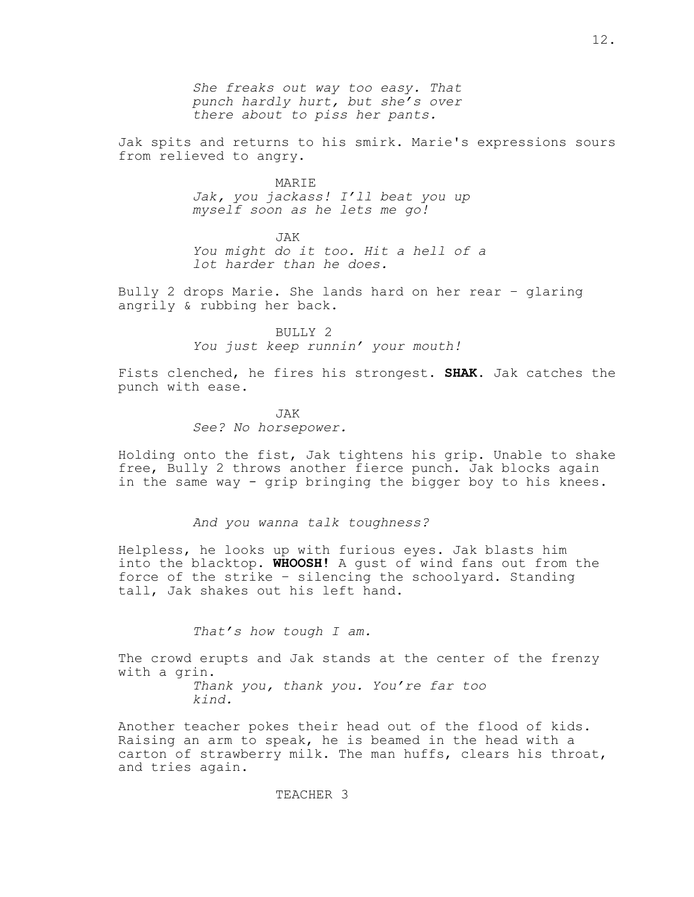*She freaks out way too easy. That punch hardly hurt, but she's over there about to piss her pants.*

Jak spits and returns to his smirk. Marie's expressions sours from relieved to angry.

MARIE
*Jak, you jackass! I'll beat you up myself soon as he lets me go!*

JAK
*You might do it too. Hit a hell of a lot harder than he does.*

Bully 2 drops Marie. She lands hard on her rear – glaring angrily & rubbing her back.

BULLY 2
*You just keep runnin' your mouth!*

Fists clenched, he fires his strongest. **SHAK**. Jak catches the punch with ease.

JAK
*See? No horsepower.*

Holding onto the fist, Jak tightens his grip. Unable to shake free, Bully 2 throws another fierce punch. Jak blocks again in the same way - grip bringing the bigger boy to his knees.

*And you wanna talk toughness?*

Helpless, he looks up with furious eyes. Jak blasts him into the blacktop. **WHOOSH!** A gust of wind fans out from the force of the strike – silencing the schoolyard. Standing tall, Jak shakes out his left hand.

*That's how tough I am.*

The crowd erupts and Jak stands at the center of the frenzy with a grin.
*Thank you, thank you. You're far too kind.*

Another teacher pokes their head out of the flood of kids. Raising an arm to speak, he is beamed in the head with a carton of strawberry milk. The man huffs, clears his throat, and tries again.

TEACHER 3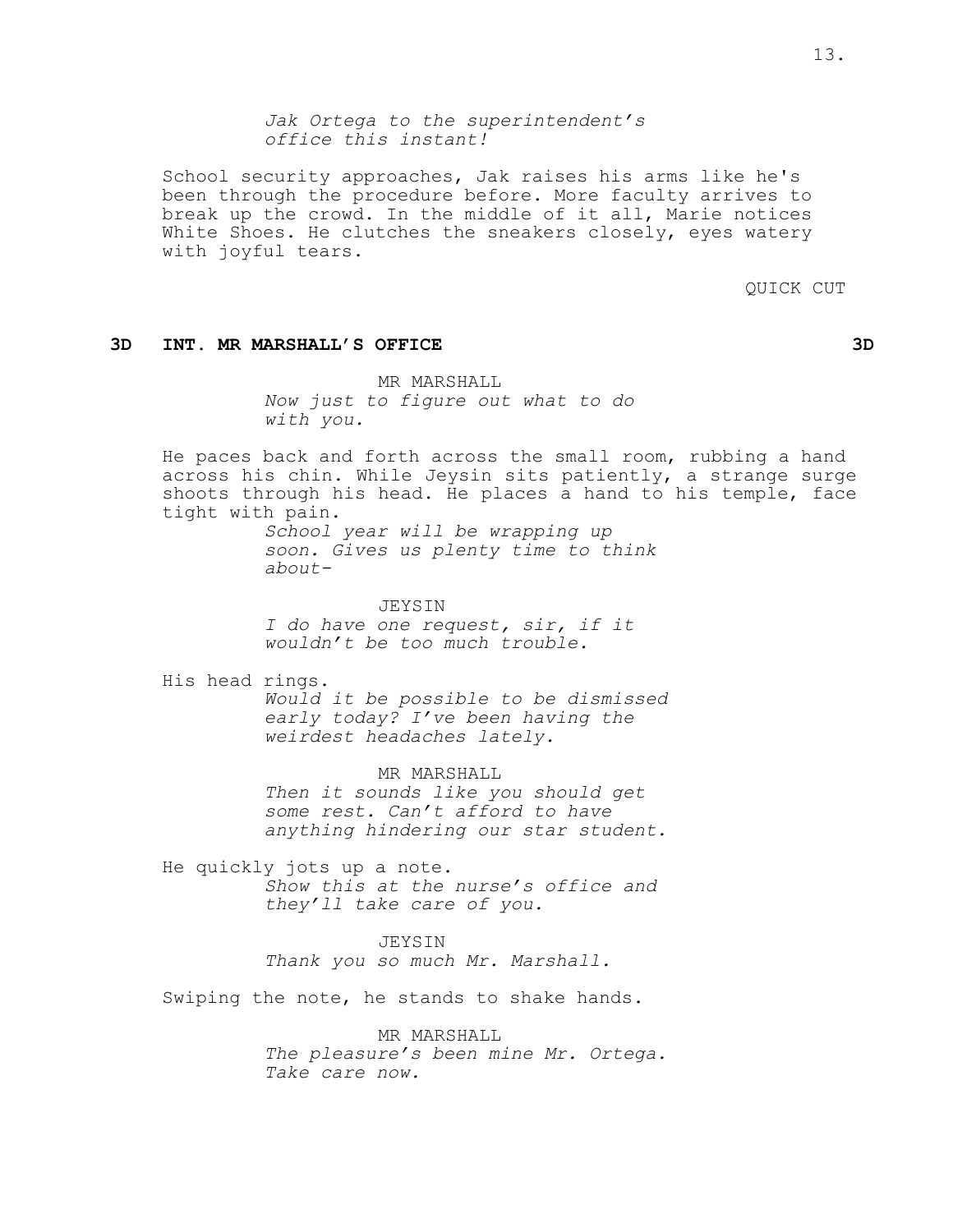*Jak Ortega to the superintendent's office this instant!*

School security approaches, Jak raises his arms like he's been through the procedure before. More faculty arrives to break up the crowd. In the middle of it all, Marie notices White Shoes. He clutches the sneakers closely, eyes watery with joyful tears.

QUICK CUT

**3D INT. MR MARSHALL'S OFFICE 3D**

MR MARSHALL
*Now just to figure out what to do with you.*

He paces back and forth across the small room, rubbing a hand across his chin. While Jeysin sits patiently, a strange surge shoots through his head. He places a hand to his temple, face tight with pain.

*School year will be wrapping up soon. Gives us plenty time to think about-*

JEYSIN
*I do have one request, sir, if it wouldn't be too much trouble.*

His head rings.

*Would it be possible to be dismissed early today? I've been having the weirdest headaches lately.*

MR MARSHALL
*Then it sounds like you should get some rest. Can't afford to have anything hindering our star student.*

He quickly jots up a note.

*Show this at the nurse's office and they'll take care of you.*

JEYSIN
*Thank you so much Mr. Marshall.*

Swiping the note, he stands to shake hands.

MR MARSHALL
*The pleasure's been mine Mr. Ortega. Take care now.*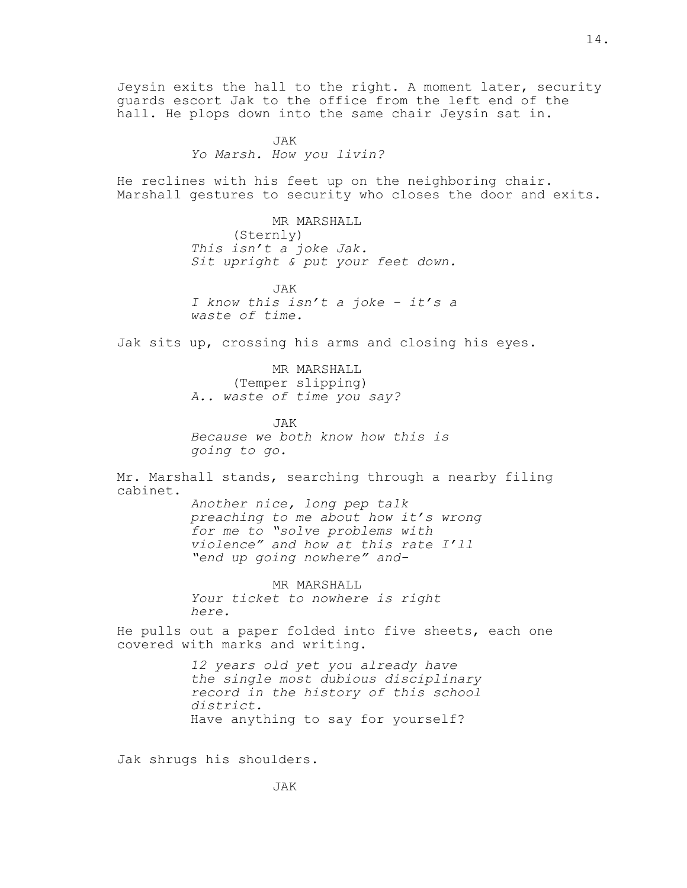Jeysin exits the hall to the right. A moment later, security guards escort Jak to the office from the left end of the hall. He plops down into the same chair Jeysin sat in.

JAK
*Yo Marsh. How you livin?*

He reclines with his feet up on the neighboring chair. Marshall gestures to security who closes the door and exits.

MR MARSHALL
(Sternly)
*This isn't a joke Jak.*
*Sit upright & put your feet down.*

JAK
*I know this isn't a joke - it's a waste of time.*

Jak sits up, crossing his arms and closing his eyes.

MR MARSHALL
(Temper slipping)
*A.. waste of time you say?*

JAK
*Because we both know how this is going to go.*

Mr. Marshall stands, searching through a nearby filing cabinet.

*Another nice, long pep talk preaching to me about how it's wrong for me to "solve problems with violence" and how at this rate I'll "end up going nowhere" and-*

MR MARSHALL
*Your ticket to nowhere is right here.*

He pulls out a paper folded into five sheets, each one covered with marks and writing.

*12 years old yet you already have the single most dubious disciplinary record in the history of this school district.*
Have anything to say for yourself?

Jak shrugs his shoulders.

JAK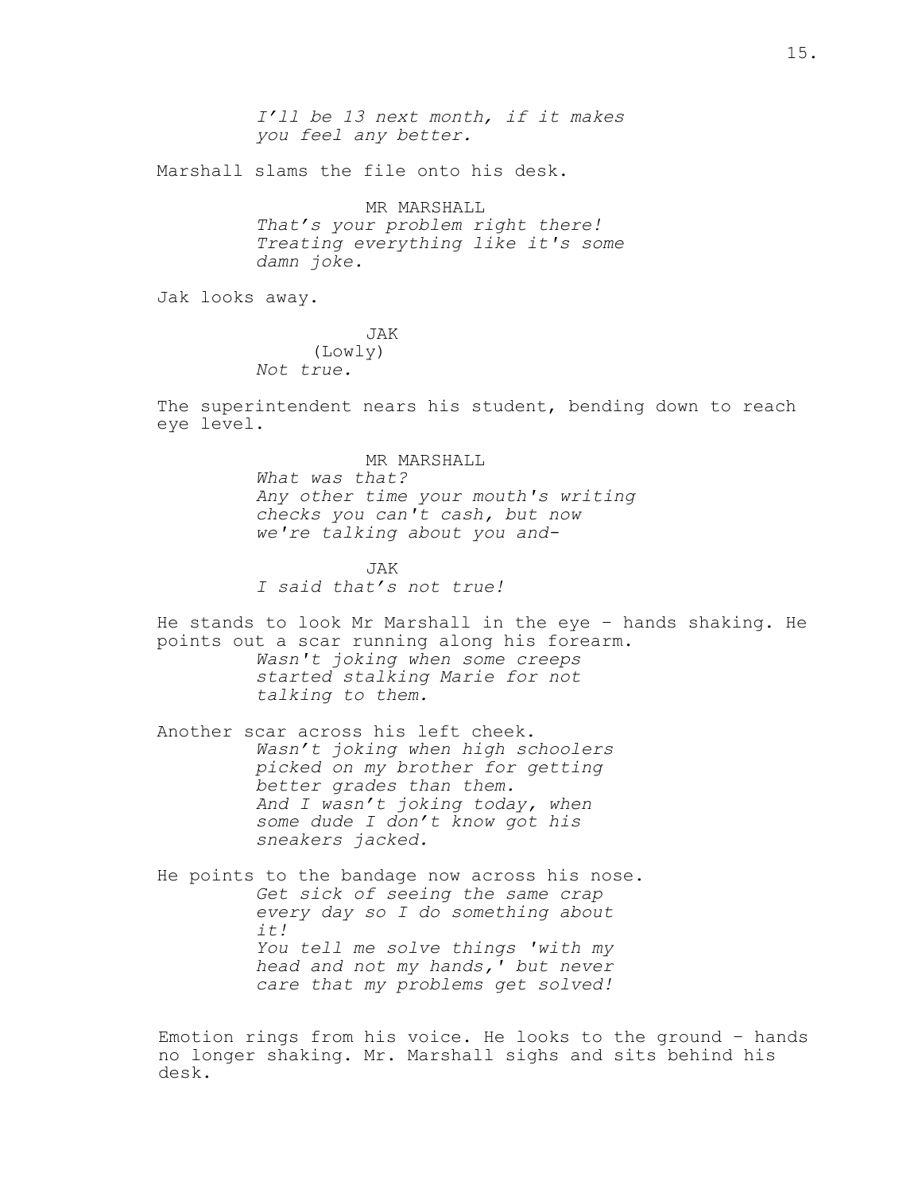*I'll be 13 next month, if it makes you feel any better.*

Marshall slams the file onto his desk.

MR MARSHALL

*That's your problem right there! Treating everything like it's some damn joke.*

Jak looks away.

JAK

(Lowly)

*Not true.*

The superintendent nears his student, bending down to reach eye level.

MR MARSHALL

*What was that?*
*Any other time your mouth's writing checks you can't cash, but now we're talking about you and-*

JAK

*I said that's not true!*

He stands to look Mr Marshall in the eye - hands shaking. He points out a scar running along his forearm.

*Wasn't joking when some creeps started stalking Marie for not talking to them.*

Another scar across his left cheek.

*Wasn't joking when high schoolers picked on my brother for getting better grades than them.*
*And I wasn't joking today, when some dude I don't know got his sneakers jacked.*

He points to the bandage now across his nose.

*Get sick of seeing the same crap every day so I do something about it!*
*You tell me solve things 'with my head and not my hands,' but never care that my problems get solved!*

Emotion rings from his voice. He looks to the ground - hands no longer shaking. Mr. Marshall sighs and sits behind his desk.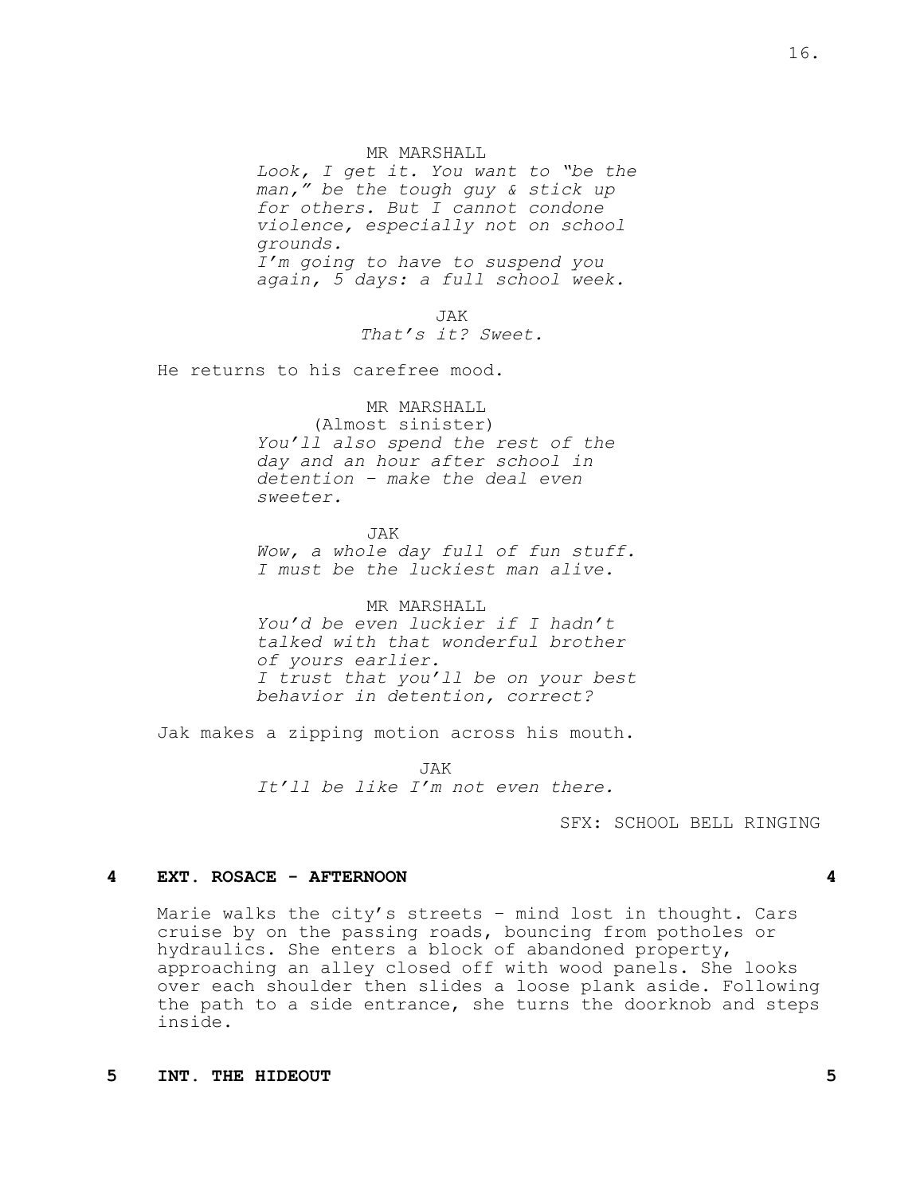MR MARSHALL

*Look, I get it. You want to "be the man," be the tough guy & stick up for others. But I cannot condone violence, especially not on school grounds.*
*I'm going to have to suspend you again, 5 days: a full school week.*

JAK

*That's it? Sweet.*

He returns to his carefree mood.

MR MARSHALL

(Almost sinister)

*You'll also spend the rest of the day and an hour after school in detention – make the deal even sweeter.*

JAK

*Wow, a whole day full of fun stuff. I must be the luckiest man alive.*

MR MARSHALL

*You'd be even luckier if I hadn't talked with that wonderful brother of yours earlier.*
*I trust that you'll be on your best behavior in detention, correct?*

Jak makes a zipping motion across his mouth.

JAK

*It'll be like I'm not even there.*

SFX: SCHOOL BELL RINGING

**4 EXT. ROSACE - AFTERNOON 4**

Marie walks the city's streets – mind lost in thought. Cars cruise by on the passing roads, bouncing from potholes or hydraulics. She enters a block of abandoned property, approaching an alley closed off with wood panels. She looks over each shoulder then slides a loose plank aside. Following the path to a side entrance, she turns the doorknob and steps inside.

**5 INT. THE HIDEOUT 5**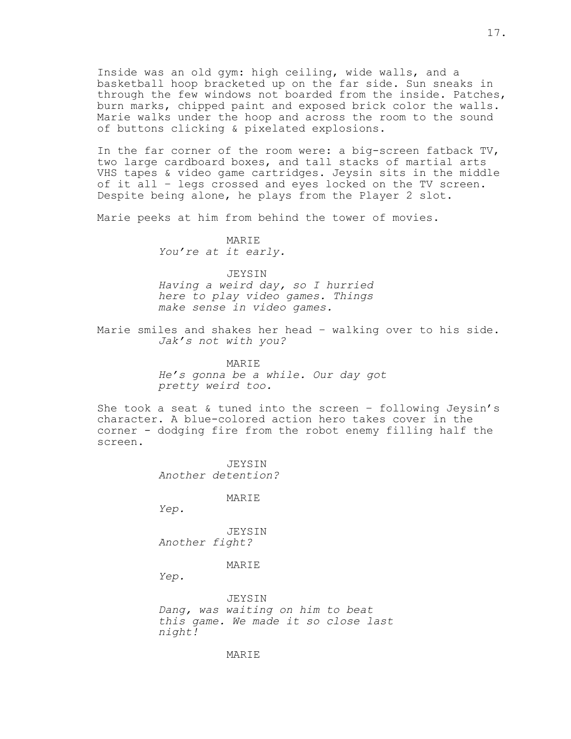Inside was an old gym: high ceiling, wide walls, and a basketball hoop bracketed up on the far side. Sun sneaks in through the few windows not boarded from the inside. Patches, burn marks, chipped paint and exposed brick color the walls. Marie walks under the hoop and across the room to the sound of buttons clicking & pixelated explosions.

In the far corner of the room were: a big-screen fatback TV, two large cardboard boxes, and tall stacks of martial arts VHS tapes & video game cartridges. Jeysin sits in the middle of it all – legs crossed and eyes locked on the TV screen. Despite being alone, he plays from the Player 2 slot.

Marie peeks at him from behind the tower of movies.

MARIE
*You're at it early.*

JEYSIN
*Having a weird day, so I hurried here to play video games. Things make sense in video games.*

Marie smiles and shakes her head – walking over to his side.
*Jak's not with you?*

MARIE
*He's gonna be a while. Our day got pretty weird too.*

She took a seat & tuned into the screen – following Jeysin's character. A blue-colored action hero takes cover in the corner - dodging fire from the robot enemy filling half the screen.

JEYSIN
*Another detention?*

MARIE
*Yep.*

JEYSIN
*Another fight?*

MARIE
*Yep.*

JEYSIN
*Dang, was waiting on him to beat this game. We made it so close last night!*

MARIE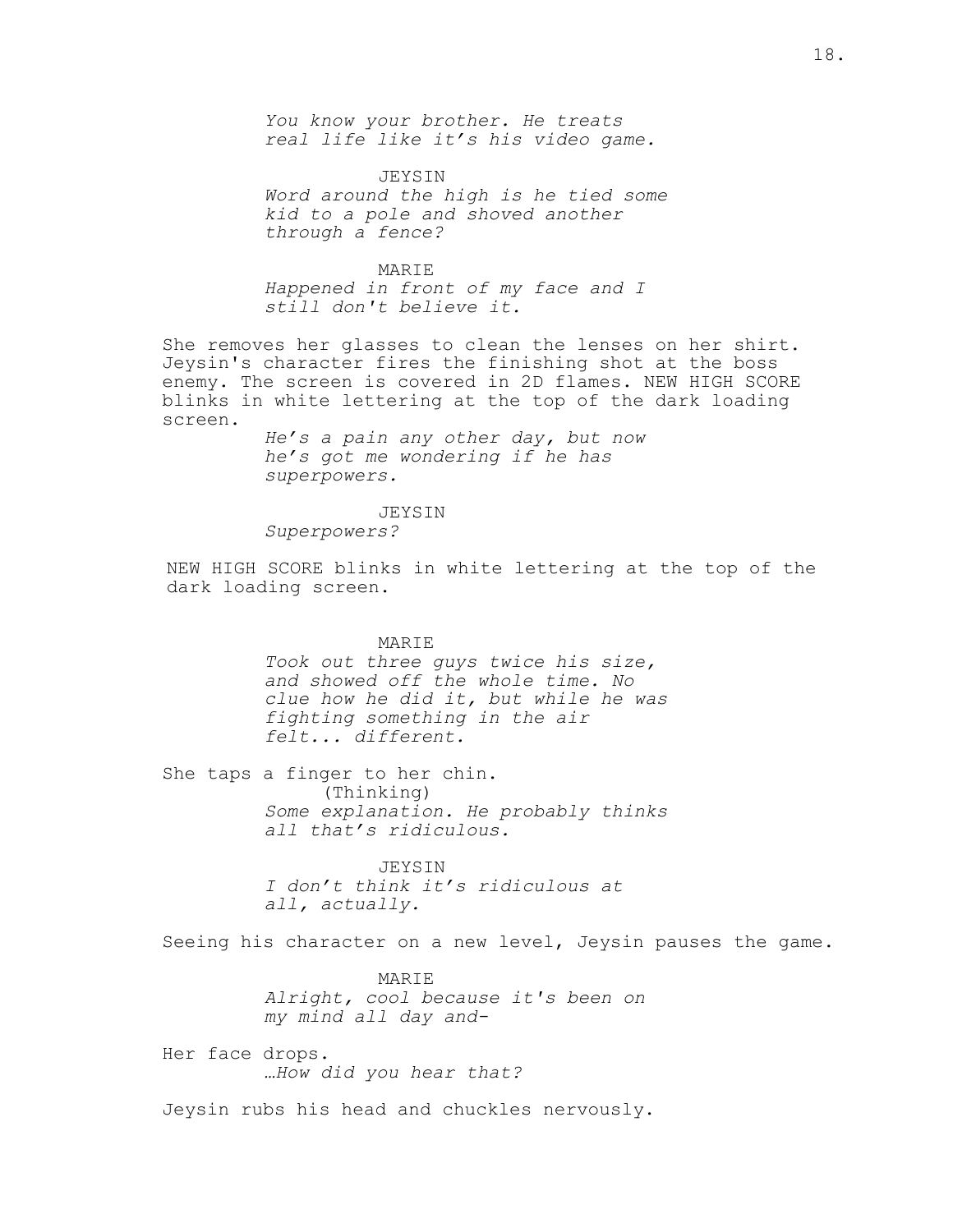*You know your brother. He treats real life like it's his video game.*

JEYSIN

*Word around the high is he tied some kid to a pole and shoved another through a fence?*

MARIE

*Happened in front of my face and I still don't believe it.*

She removes her glasses to clean the lenses on her shirt. Jeysin's character fires the finishing shot at the boss enemy. The screen is covered in 2D flames. NEW HIGH SCORE blinks in white lettering at the top of the dark loading screen.

*He's a pain any other day, but now he's got me wondering if he has superpowers.*

JEYSIN

*Superpowers?*

NEW HIGH SCORE blinks in white lettering at the top of the dark loading screen.

MARIE

*Took out three guys twice his size, and showed off the whole time. No clue how he did it, but while he was fighting something in the air felt... different.*

She taps a finger to her chin.

(Thinking)

*Some explanation. He probably thinks all that's ridiculous.*

JEYSIN

*I don't think it's ridiculous at all, actually.*

Seeing his character on a new level, Jeysin pauses the game.

MARIE

*Alright, cool because it's been on my mind all day and-*

Her face drops.

*…How did you hear that?*

Jeysin rubs his head and chuckles nervously.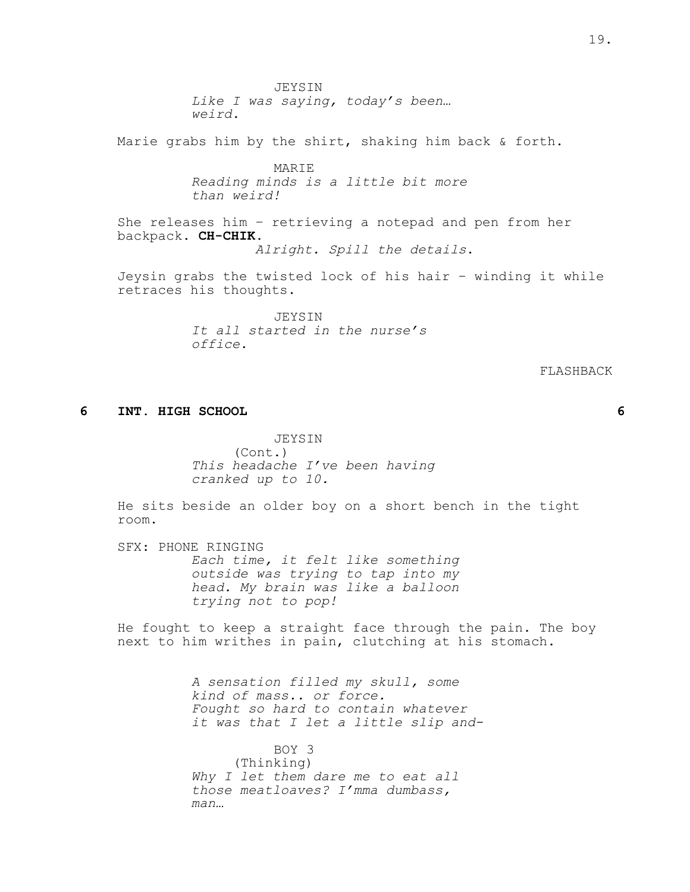JEYSIN
*Like I was saying, today's been… weird.*

Marie grabs him by the shirt, shaking him back & forth.

MARIE
*Reading minds is a little bit more than weird!*

She releases him - retrieving a notepad and pen from her backpack. **CH-CHIK**.

*Alright. Spill the details*.

Jeysin grabs the twisted lock of his hair - winding it while retraces his thoughts.

JEYSIN
*It all started in the nurse's office.*

FLASHBACK

### 6 INT. HIGH SCHOOL 6

JEYSIN
(Cont.)
*This headache I've been having cranked up to 10.*

He sits beside an older boy on a short bench in the tight room.

SFX: PHONE RINGING

*Each time, it felt like something outside was trying to tap into my head. My brain was like a balloon trying not to pop!*

He fought to keep a straight face through the pain. The boy next to him writhes in pain, clutching at his stomach.

*A sensation filled my skull, some kind of mass.. or force.*
*Fought so hard to contain whatever it was that I let a little slip and-*

BOY 3
(Thinking)
*Why I let them dare me to eat all those meatloaves? I'mma dumbass, man…*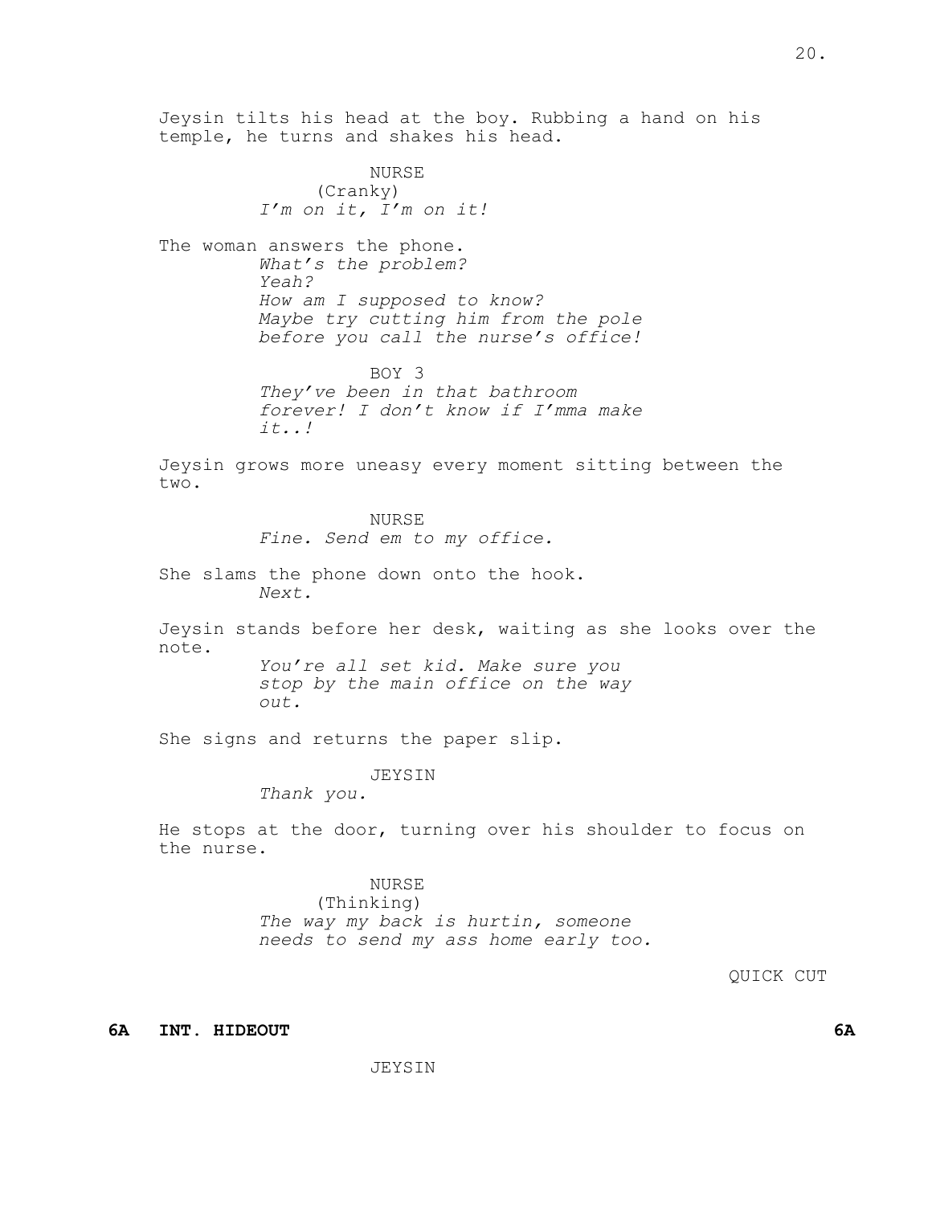Jeysin tilts his head at the boy. Rubbing a hand on his temple, he turns and shakes his head.

NURSE
(Cranky)
*I'm on it, I'm on it!*

The woman answers the phone.
*What's the problem?*
*Yeah?*
*How am I supposed to know?*
*Maybe try cutting him from the pole before you call the nurse's office!*

BOY 3
*They've been in that bathroom forever! I don't know if I'mma make it..!*

Jeysin grows more uneasy every moment sitting between the two.

NURSE
*Fine. Send em to my office.*

She slams the phone down onto the hook.
*Next.*

Jeysin stands before her desk, waiting as she looks over the note.
*You're all set kid. Make sure you stop by the main office on the way out.*

She signs and returns the paper slip.

JEYSIN
*Thank you.*

He stops at the door, turning over his shoulder to focus on the nurse.

NURSE
(Thinking)
*The way my back is hurtin, someone needs to send my ass home early too.*

QUICK CUT

**6A INT. HIDEOUT 6A**

JEYSIN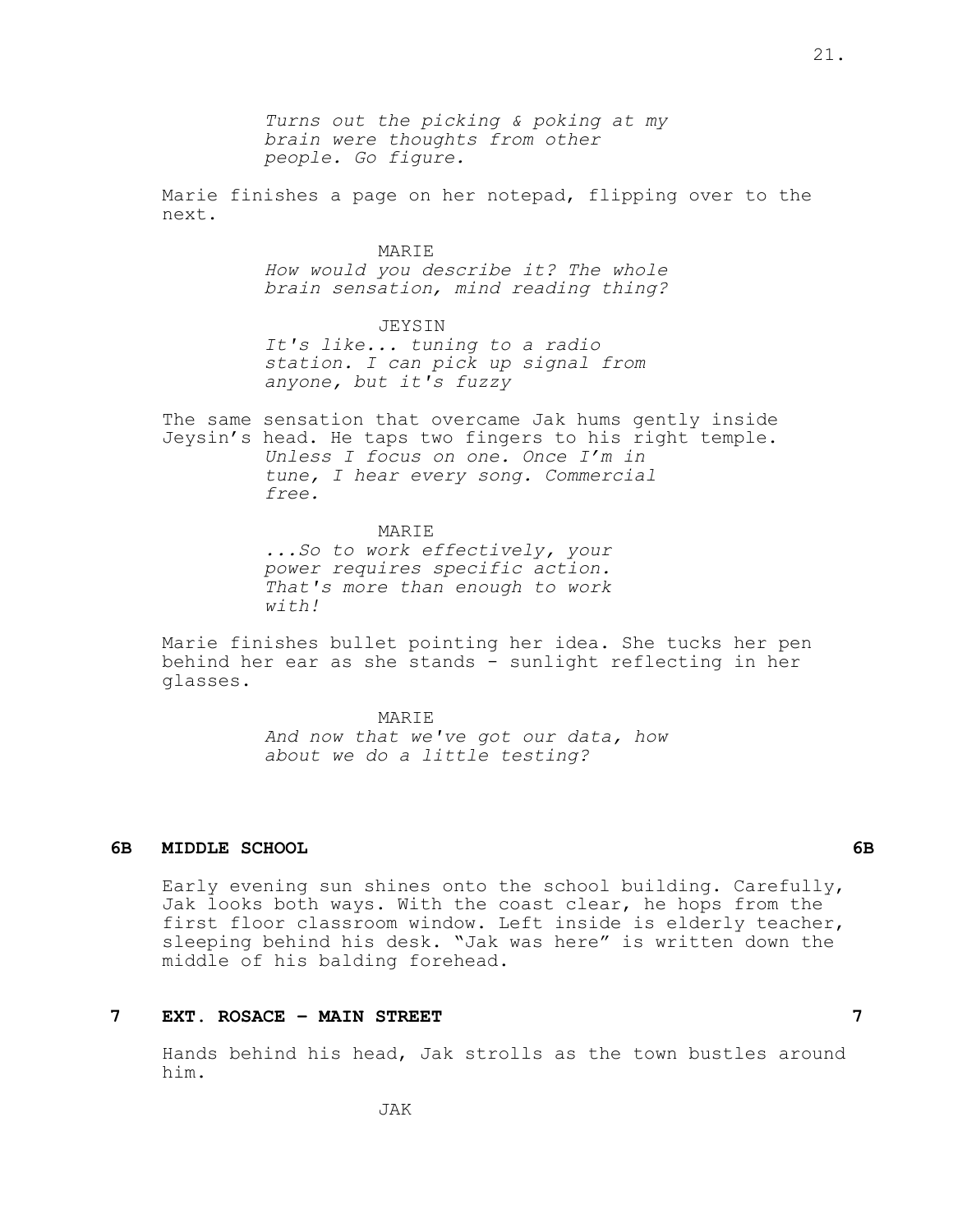*Turns out the picking & poking at my brain were thoughts from other people. Go figure.*

Marie finishes a page on her notepad, flipping over to the next.

MARIE
*How would you describe it? The whole brain sensation, mind reading thing?*

JEYSIN
*It's like... tuning to a radio station. I can pick up signal from anyone, but it's fuzzy*

The same sensation that overcame Jak hums gently inside Jeysin's head. He taps two fingers to his right temple.
*Unless I focus on one. Once I'm in tune, I hear every song. Commercial free.*

MARIE
*...So to work effectively, your power requires specific action. That's more than enough to work with!*

Marie finishes bullet pointing her idea. She tucks her pen behind her ear as she stands - sunlight reflecting in her glasses.

MARIE
*And now that we've got our data, how about we do a little testing?*

**6B MIDDLE SCHOOL 6B**

Early evening sun shines onto the school building. Carefully, Jak looks both ways. With the coast clear, he hops from the first floor classroom window. Left inside is elderly teacher, sleeping behind his desk. "Jak was here" is written down the middle of his balding forehead.

**7 EXT. ROSACE – MAIN STREET 7**

Hands behind his head, Jak strolls as the town bustles around him.

JAK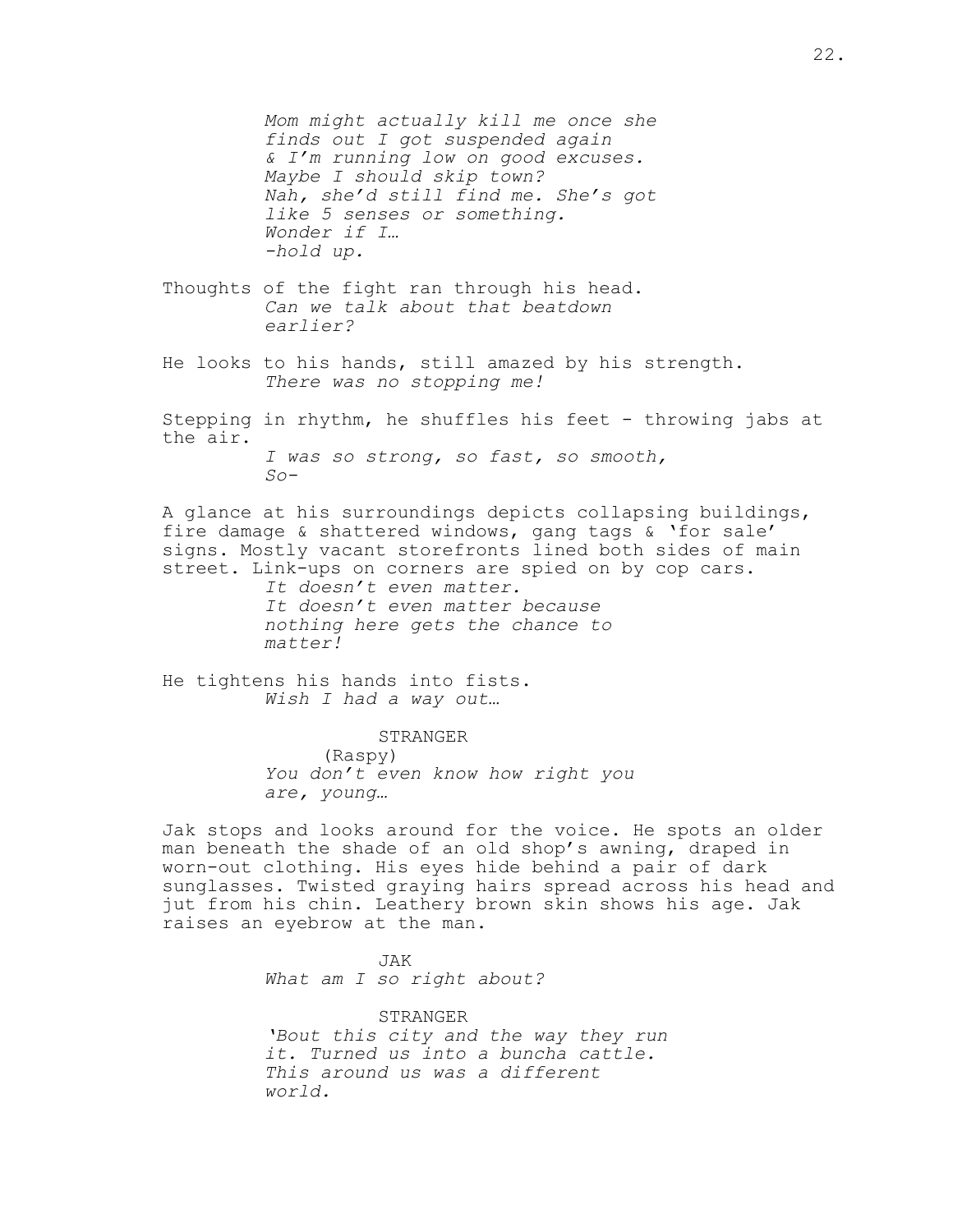*Mom might actually kill me once she finds out I got suspended again & I'm running low on good excuses.*
*Maybe I should skip town?*
*Nah, she'd still find me. She's got like 5 senses or something.*
*Wonder if I…*
*-hold up.*

Thoughts of the fight ran through his head.

*Can we talk about that beatdown earlier?*

He looks to his hands, still amazed by his strength.

*There was no stopping me!*

Stepping in rhythm, he shuffles his feet - throwing jabs at the air.

*I was so strong, so fast, so smooth,*
*So-*

A glance at his surroundings depicts collapsing buildings, fire damage & shattered windows, gang tags & 'for sale' signs. Mostly vacant storefronts lined both sides of main street. Link-ups on corners are spied on by cop cars.

*It doesn't even matter.*
*It doesn't even matter because nothing here gets the chance to matter!*

He tightens his hands into fists.

*Wish I had a way out…*

STRANGER
(Raspy)
*You don't even know how right you are, young…*

Jak stops and looks around for the voice. He spots an older man beneath the shade of an old shop's awning, draped in worn-out clothing. His eyes hide behind a pair of dark sunglasses. Twisted graying hairs spread across his head and jut from his chin. Leathery brown skin shows his age. Jak raises an eyebrow at the man.

JAK
*What am I so right about?*

STRANGER
*'Bout this city and the way they run it. Turned us into a buncha cattle. This around us was a different world.*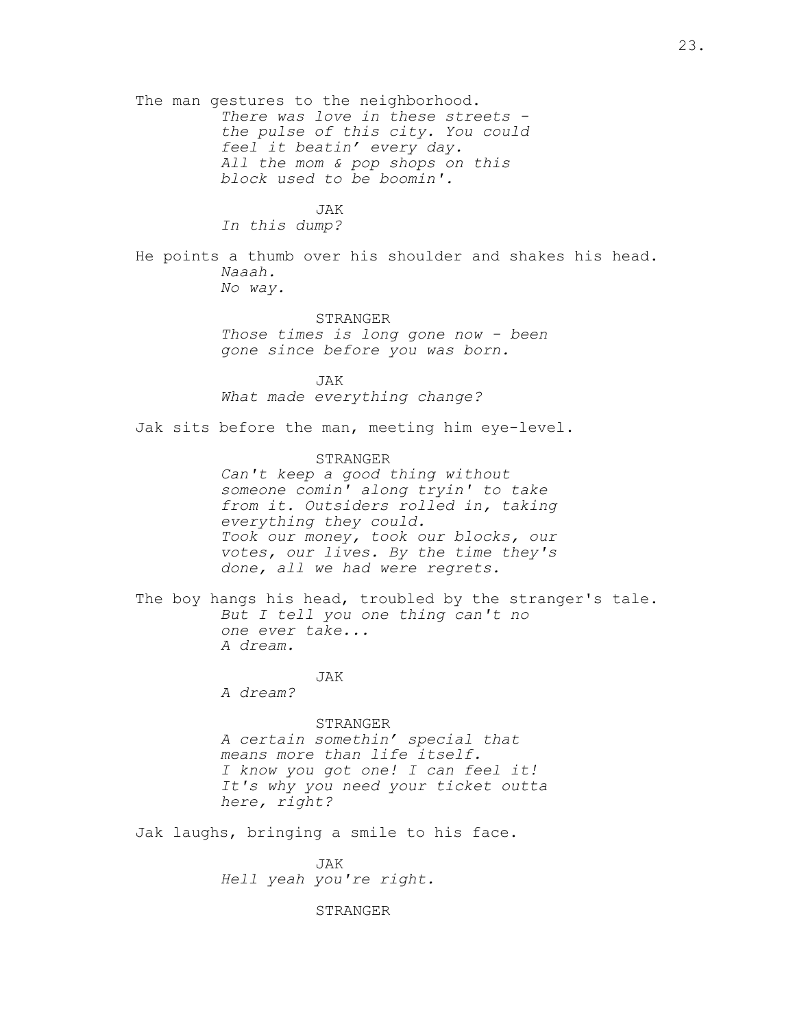The man gestures to the neighborhood.

*There was love in these streets - the pulse of this city. You could feel it beatin' every day. All the mom & pop shops on this block used to be boomin'.*

JAK

*In this dump?*

He points a thumb over his shoulder and shakes his head.

*Naaah.*
*No way.*

STRANGER

*Those times is long gone now - been gone since before you was born.*

JAK

*What made everything change?*

Jak sits before the man, meeting him eye-level.

STRANGER

*Can't keep a good thing without someone comin' along tryin' to take from it. Outsiders rolled in, taking everything they could.*
*Took our money, took our blocks, our votes, our lives. By the time they's done, all we had were regrets.*

The boy hangs his head, troubled by the stranger's tale.

*But I tell you one thing can't no one ever take...*
*A dream.*

JAK

*A dream?*

STRANGER

*A certain somethin' special that means more than life itself.*
*I know you got one! I can feel it!*
*It's why you need your ticket outta here, right?*

Jak laughs, bringing a smile to his face.

JAK

*Hell yeah you're right.*

STRANGER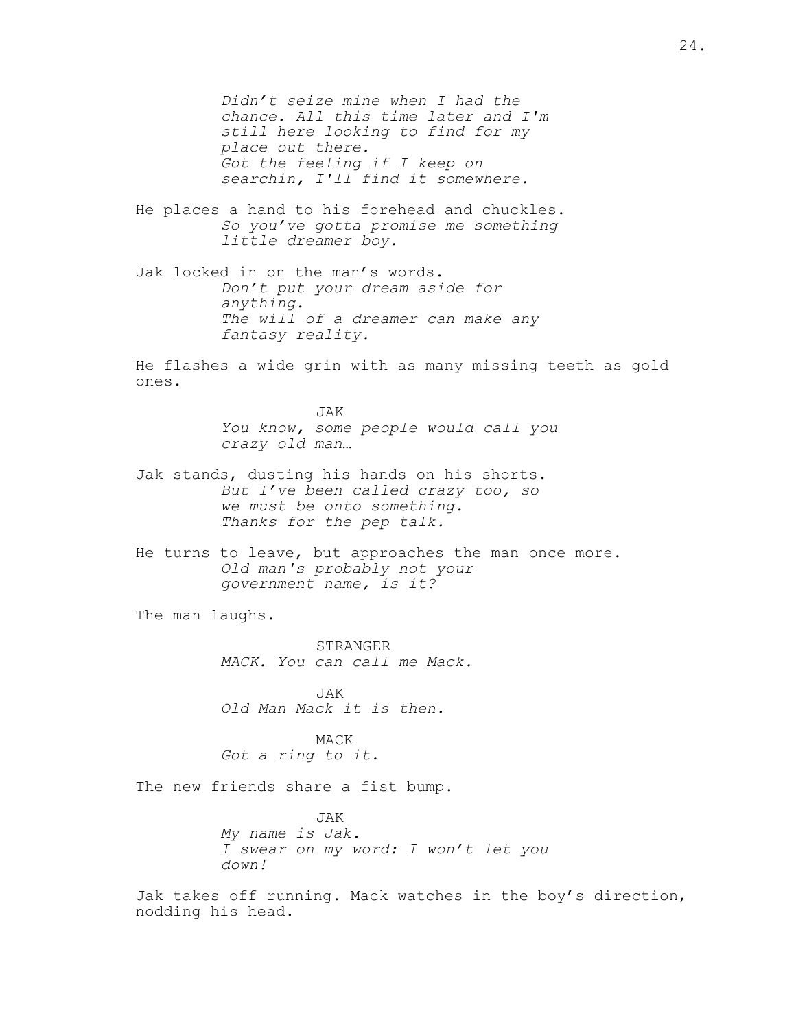*Didn't seize mine when I had the chance. All this time later and I'm still here looking to find for my place out there.*
*Got the feeling if I keep on searchin, I'll find it somewhere.*

He places a hand to his forehead and chuckles.
*So you've gotta promise me something little dreamer boy.*

Jak locked in on the man's words.
*Don't put your dream aside for anything.*
*The will of a dreamer can make any fantasy reality.*

He flashes a wide grin with as many missing teeth as gold ones.

JAK
*You know, some people would call you crazy old man…*

Jak stands, dusting his hands on his shorts.
*But I've been called crazy too, so we must be onto something.*
*Thanks for the pep talk.*

He turns to leave, but approaches the man once more.
*Old man's probably not your government name, is it?*

The man laughs.

STRANGER
*MACK. You can call me Mack.*

JAK
*Old Man Mack it is then.*

MACK
*Got a ring to it.*

The new friends share a fist bump.

JAK
*My name is Jak.*
*I swear on my word: I won't let you down!*

Jak takes off running. Mack watches in the boy's direction, nodding his head.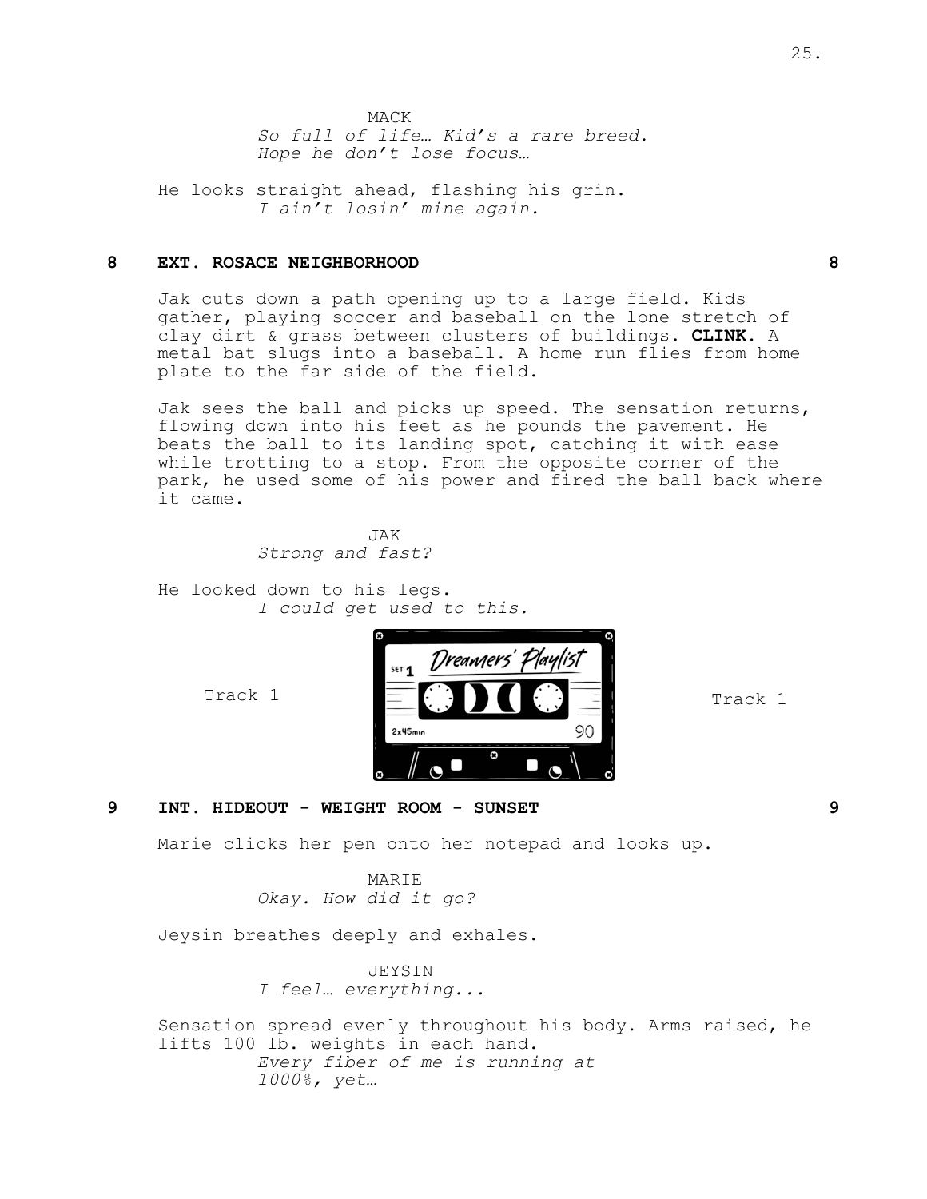MACK

*So full of life… Kid's a rare breed. Hope he don't lose focus…*

He looks straight ahead, flashing his grin.

*I ain't losin' mine again.*

**8 EXT. ROSACE NEIGHBORHOOD 8**

Jak cuts down a path opening up to a large field. Kids gather, playing soccer and baseball on the lone stretch of clay dirt & grass between clusters of buildings. **CLINK.** A metal bat slugs into a baseball. A home run flies from home plate to the far side of the field.

Jak sees the ball and picks up speed. The sensation returns, flowing down into his feet as he pounds the pavement. He beats the ball to its landing spot, catching it with ease while trotting to a stop. From the opposite corner of the park, he used some of his power and fired the ball back where it came.

JAK

*Strong and fast?*

He looked down to his legs.

*I could get used to this.*

Track 1 — SET 1 Dreamers' Playlist — 2x45min — 90 — Track 1

**9 INT. HIDEOUT - WEIGHT ROOM - SUNSET 9**

Marie clicks her pen onto her notepad and looks up.

MARIE

*Okay. How did it go?*

Jeysin breathes deeply and exhales.

JEYSIN

*I feel… everything...*

Sensation spread evenly throughout his body. Arms raised, he lifts 100 lb. weights in each hand.

*Every fiber of me is running at 1000%, yet…*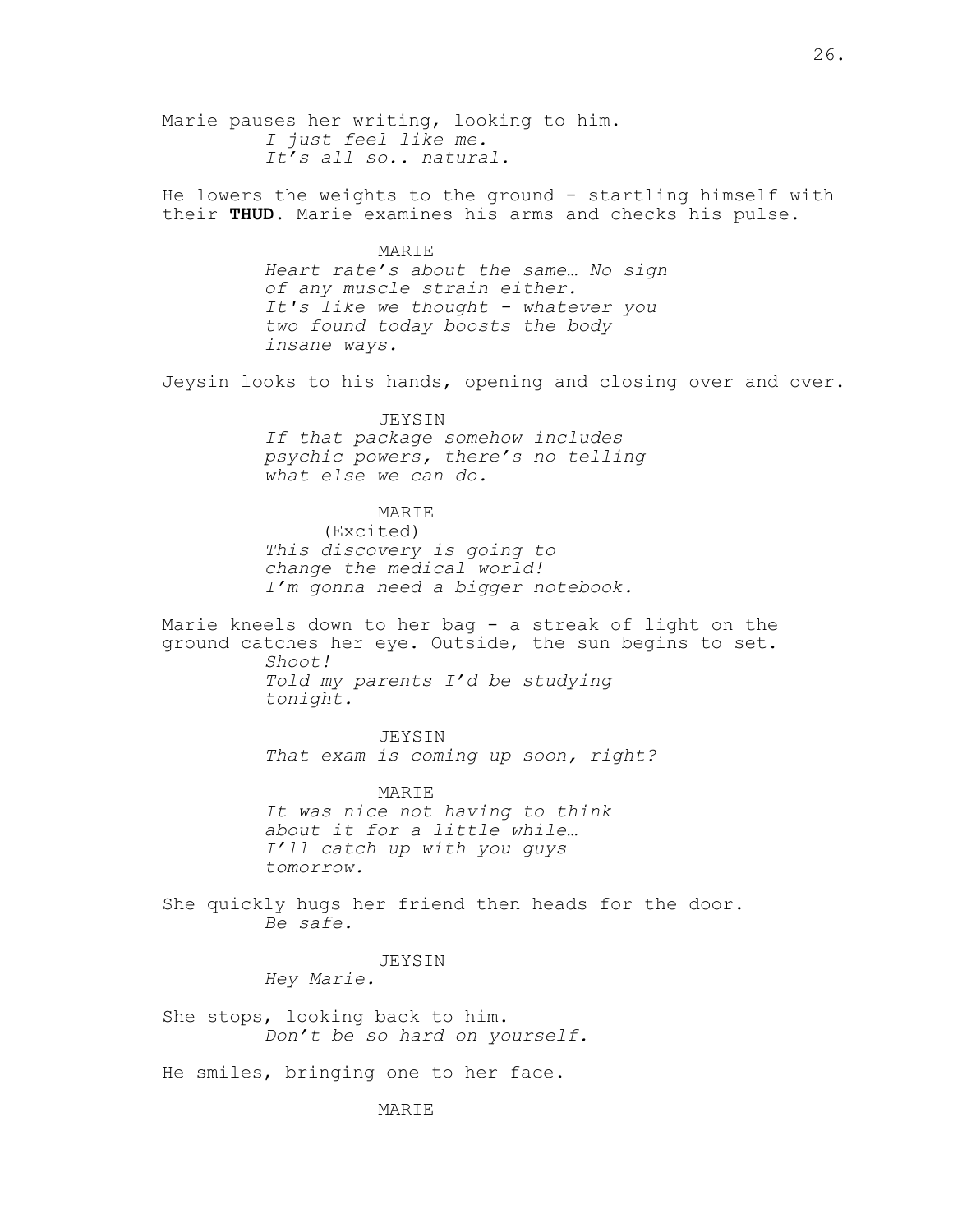Marie pauses her writing, looking to him.

*I just feel like me.*
*It's all so.. natural.*

He lowers the weights to the ground - startling himself with their **THUD**. Marie examines his arms and checks his pulse.

MARIE

*Heart rate's about the same… No sign of any muscle strain either.*
*It's like we thought - whatever you two found today boosts the body insane ways.*

Jeysin looks to his hands, opening and closing over and over.

JEYSIN

*If that package somehow includes psychic powers, there's no telling what else we can do.*

MARIE

(Excited)

*This discovery is going to change the medical world!*
*I'm gonna need a bigger notebook.*

Marie kneels down to her bag - a streak of light on the ground catches her eye. Outside, the sun begins to set.

*Shoot!*
*Told my parents I'd be studying tonight.*

JEYSIN

*That exam is coming up soon, right?*

MARIE

*It was nice not having to think about it for a little while…*
*I'll catch up with you guys tomorrow.*

She quickly hugs her friend then heads for the door.

*Be safe.*

JEYSIN

*Hey Marie.*

She stops, looking back to him.

*Don't be so hard on yourself.*

He smiles, bringing one to her face.

MARIE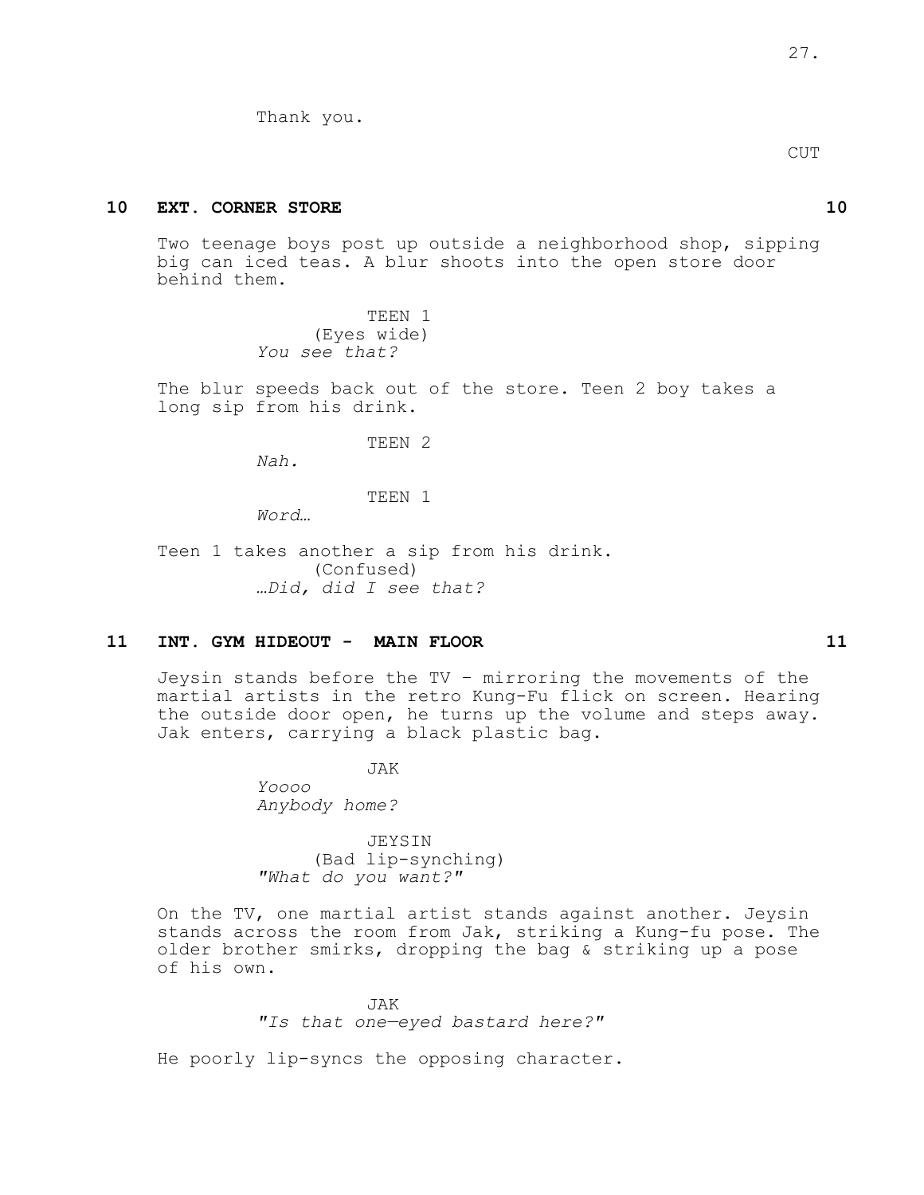Thank you.

CUT

**10 EXT. CORNER STORE 10**

Two teenage boys post up outside a neighborhood shop, sipping big can iced teas. A blur shoots into the open store door behind them.

TEEN 1
(Eyes wide)
*You see that?*

The blur speeds back out of the store. Teen 2 boy takes a long sip from his drink.

TEEN 2
*Nah.*

TEEN 1
*Word…*

Teen 1 takes another a sip from his drink.
(Confused)
*…Did, did I see that?*

**11 INT. GYM HIDEOUT - MAIN FLOOR 11**

Jeysin stands before the TV – mirroring the movements of the martial artists in the retro Kung-Fu flick on screen. Hearing the outside door open, he turns up the volume and steps away. Jak enters, carrying a black plastic bag.

JAK
*Yoooo*
*Anybody home?*

JEYSIN
(Bad lip-synching)
*"What do you want?"*

On the TV, one martial artist stands against another. Jeysin stands across the room from Jak, striking a Kung-fu pose. The older brother smirks, dropping the bag & striking up a pose of his own.

JAK
*"Is that one—eyed bastard here?"*

He poorly lip-syncs the opposing character.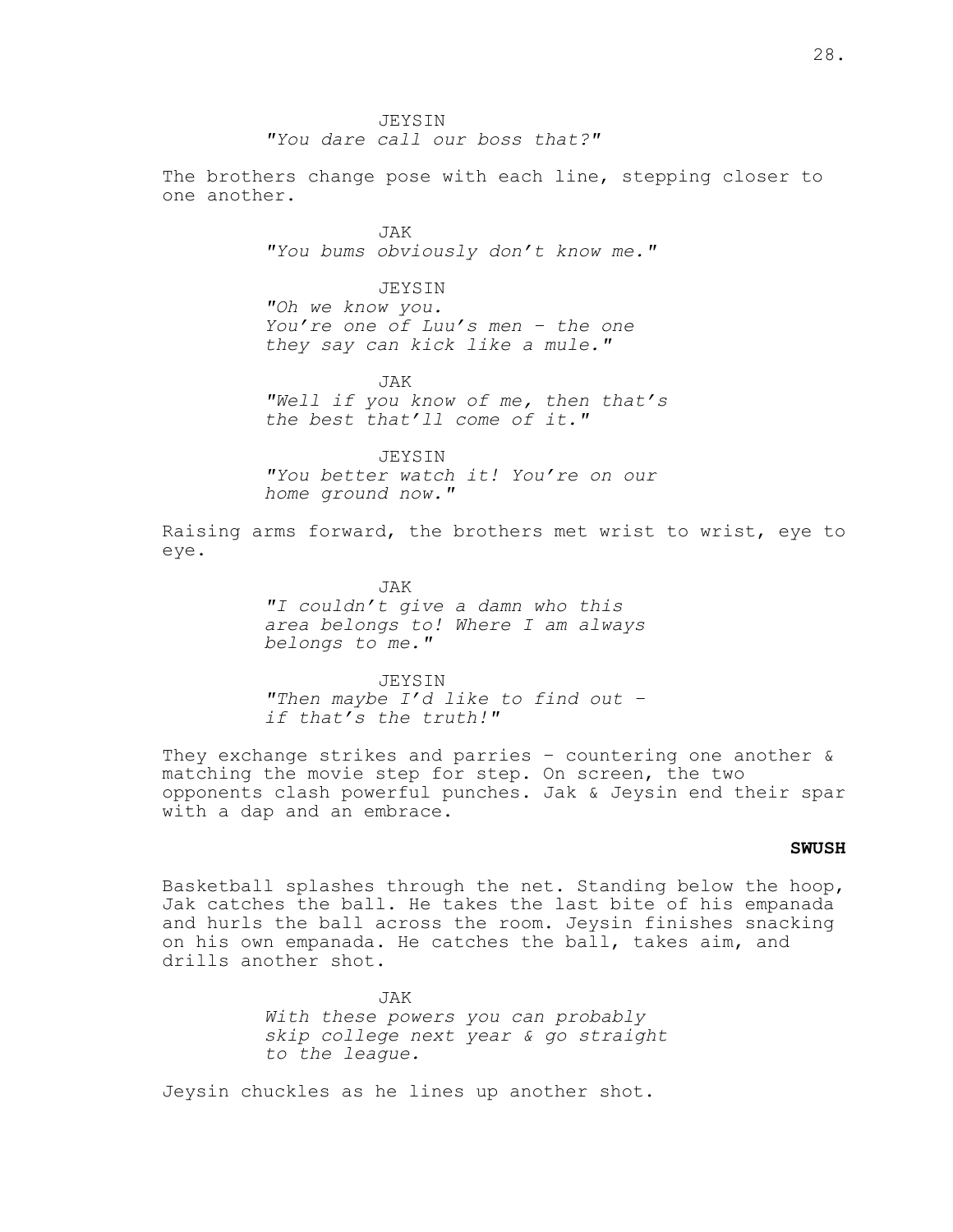JEYSIN
*"You dare call our boss that?"*

The brothers change pose with each line, stepping closer to one another.

JAK
*"You bums obviously don't know me."*

JEYSIN
*"Oh we know you.*
*You're one of Luu's men - the one they say can kick like a mule."*

JAK
*"Well if you know of me, then that's the best that'll come of it."*

JEYSIN
*"You better watch it! You're on our home ground now."*

Raising arms forward, the brothers met wrist to wrist, eye to eye.

JAK
*"I couldn't give a damn who this area belongs to! Where I am always belongs to me."*

JEYSIN
*"Then maybe I'd like to find out - if that's the truth!"*

They exchange strikes and parries - countering one another & matching the movie step for step. On screen, the two opponents clash powerful punches. Jak & Jeysin end their spar with a dap and an embrace.

**SWUSH**

Basketball splashes through the net. Standing below the hoop, Jak catches the ball. He takes the last bite of his empanada and hurls the ball across the room. Jeysin finishes snacking on his own empanada. He catches the ball, takes aim, and drills another shot.

JAK
*With these powers you can probably skip college next year & go straight to the league.*

Jeysin chuckles as he lines up another shot.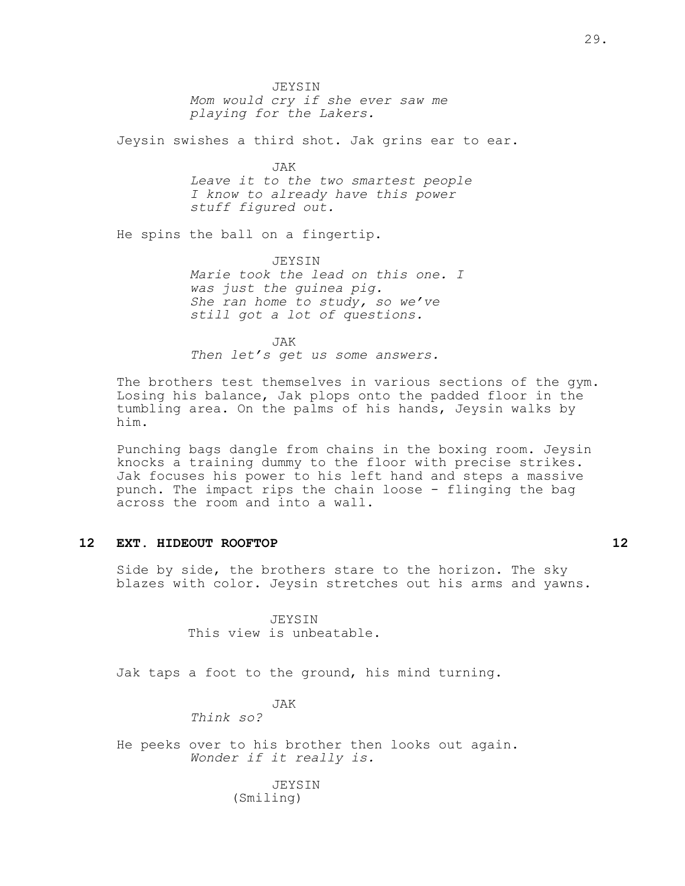JEYSIN

*Mom would cry if she ever saw me playing for the Lakers.*

Jeysin swishes a third shot. Jak grins ear to ear.

JAK

*Leave it to the two smartest people I know to already have this power stuff figured out.*

He spins the ball on a fingertip.

JEYSIN

*Marie took the lead on this one. I was just the guinea pig.*
*She ran home to study, so we've still got a lot of questions.*

JAK

*Then let's get us some answers.*

The brothers test themselves in various sections of the gym. Losing his balance, Jak plops onto the padded floor in the tumbling area. On the palms of his hands, Jeysin walks by him.

Punching bags dangle from chains in the boxing room. Jeysin knocks a training dummy to the floor with precise strikes. Jak focuses his power to his left hand and steps a massive punch. The impact rips the chain loose - flinging the bag across the room and into a wall.

**12 EXT. HIDEOUT ROOFTOP 12**

Side by side, the brothers stare to the horizon. The sky blazes with color. Jeysin stretches out his arms and yawns.

JEYSIN

This view is unbeatable.

Jak taps a foot to the ground, his mind turning.

JAK

*Think so?*

He peeks over to his brother then looks out again.
*Wonder if it really is.*

JEYSIN

(Smiling)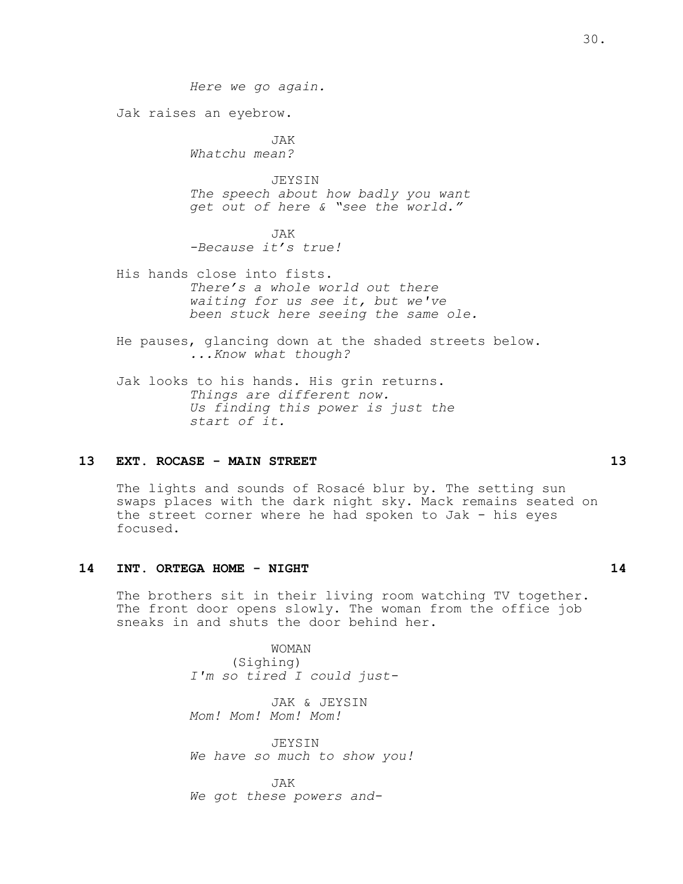*Here we go again.*

Jak raises an eyebrow.

JAK
*Whatchu mean?*

JEYSIN
*The speech about how badly you want get out of here & "see the world."*

JAK
*-Because it's true!*

His hands close into fists.
*There's a whole world out there waiting for us see it, but we've been stuck here seeing the same ole.*

He pauses, glancing down at the shaded streets below.
*...Know what though?*

Jak looks to his hands. His grin returns.
*Things are different now.*
*Us finding this power is just the start of it.*

**13 EXT. ROCASE - MAIN STREET 13**

The lights and sounds of Rosacé blur by. The setting sun swaps places with the dark night sky. Mack remains seated on the street corner where he had spoken to Jak - his eyes focused.

**14 INT. ORTEGA HOME - NIGHT 14**

The brothers sit in their living room watching TV together. The front door opens slowly. The woman from the office job sneaks in and shuts the door behind her.

WOMAN
(Sighing)
*I'm so tired I could just-*

JAK & JEYSIN
*Mom! Mom! Mom! Mom!*

JEYSIN
*We have so much to show you!*

JAK
*We got these powers and-*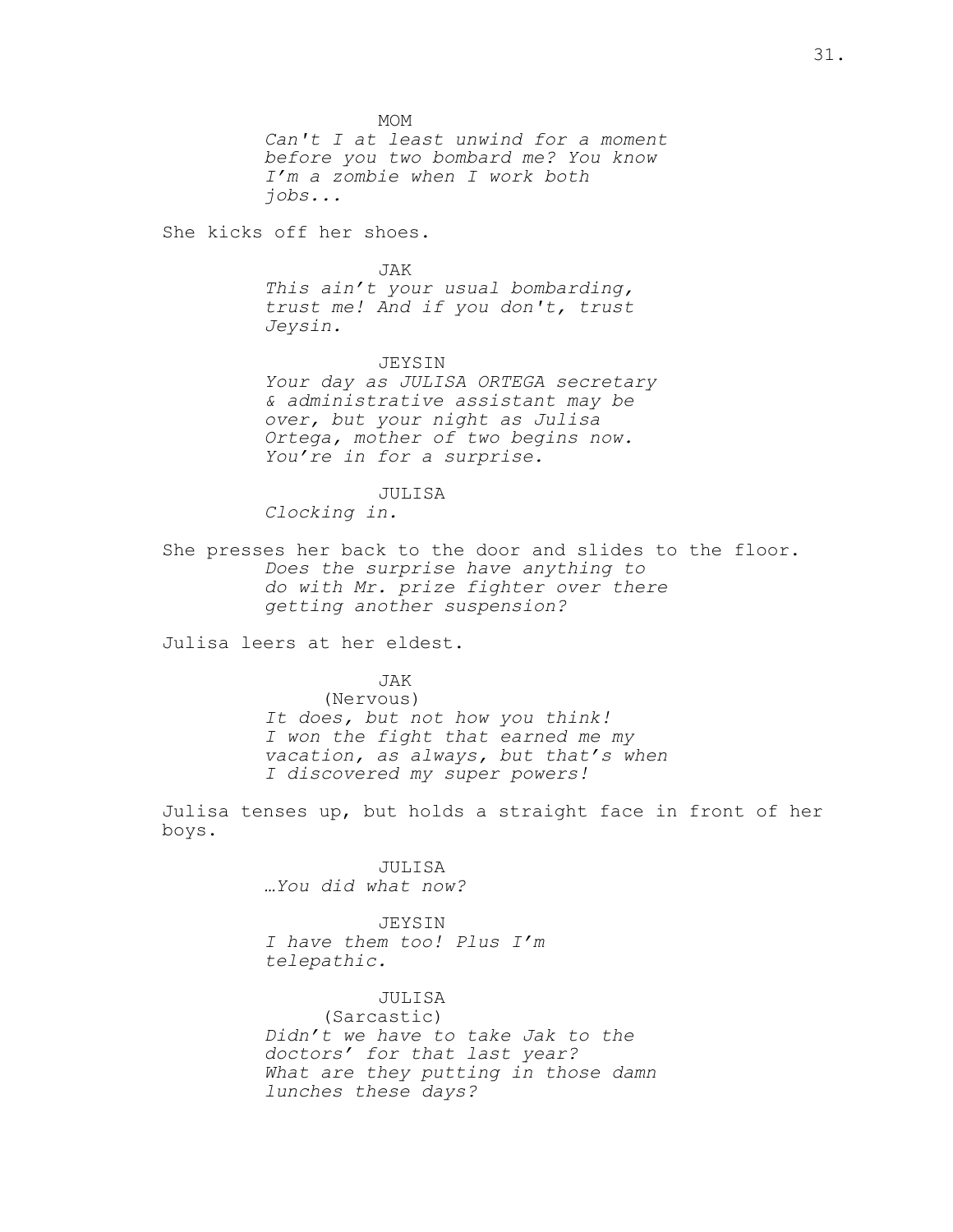MOM

*Can't I at least unwind for a moment before you two bombard me? You know I'm a zombie when I work both jobs...*

She kicks off her shoes.

JAK

*This ain't your usual bombarding, trust me! And if you don't, trust Jeysin.*

JEYSIN

*Your day as JULISA ORTEGA secretary & administrative assistant may be over, but your night as Julisa Ortega, mother of two begins now. You're in for a surprise.*

JULISA

*Clocking in.*

She presses her back to the door and slides to the floor.

*Does the surprise have anything to do with Mr. prize fighter over there getting another suspension?*

Julisa leers at her eldest.

JAK

(Nervous)

*It does, but not how you think! I won the fight that earned me my vacation, as always, but that's when I discovered my super powers!*

Julisa tenses up, but holds a straight face in front of her boys.

JULISA

*…You did what now?*

JEYSIN

*I have them too! Plus I'm telepathic.*

JULISA

(Sarcastic)

*Didn't we have to take Jak to the doctors' for that last year? What are they putting in those damn lunches these days?*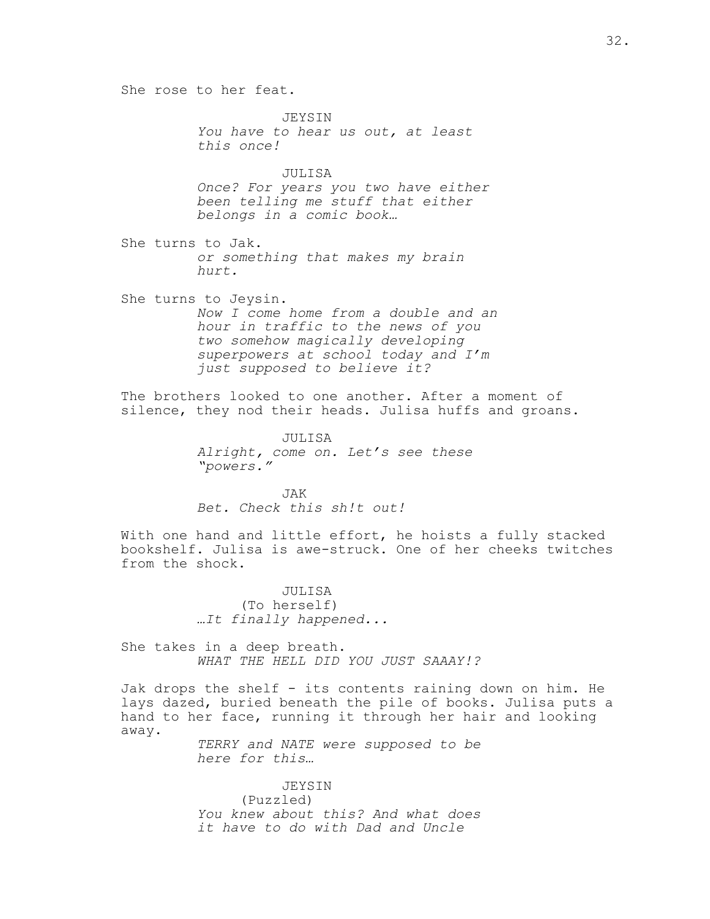She rose to her feat.

JEYSIN
*You have to hear us out, at least this once!*

JULISA
*Once? For years you two have either been telling me stuff that either belongs in a comic book…*

She turns to Jak.
*or something that makes my brain hurt.*

She turns to Jeysin.
*Now I come home from a double and an hour in traffic to the news of you two somehow magically developing superpowers at school today and I'm just supposed to believe it?*

The brothers looked to one another. After a moment of silence, they nod their heads. Julisa huffs and groans.

JULISA
*Alright, come on. Let's see these "powers."*

JAK
*Bet. Check this sh!t out!*

With one hand and little effort, he hoists a fully stacked bookshelf. Julisa is awe-struck. One of her cheeks twitches from the shock.

JULISA
(To herself)
*…It finally happened...*

She takes in a deep breath.
*WHAT THE HELL DID YOU JUST SAAAY!?*

Jak drops the shelf - its contents raining down on him. He lays dazed, buried beneath the pile of books. Julisa puts a hand to her face, running it through her hair and looking away.
*TERRY and NATE were supposed to be here for this…*

JEYSIN
(Puzzled)
*You knew about this? And what does it have to do with Dad and Uncle*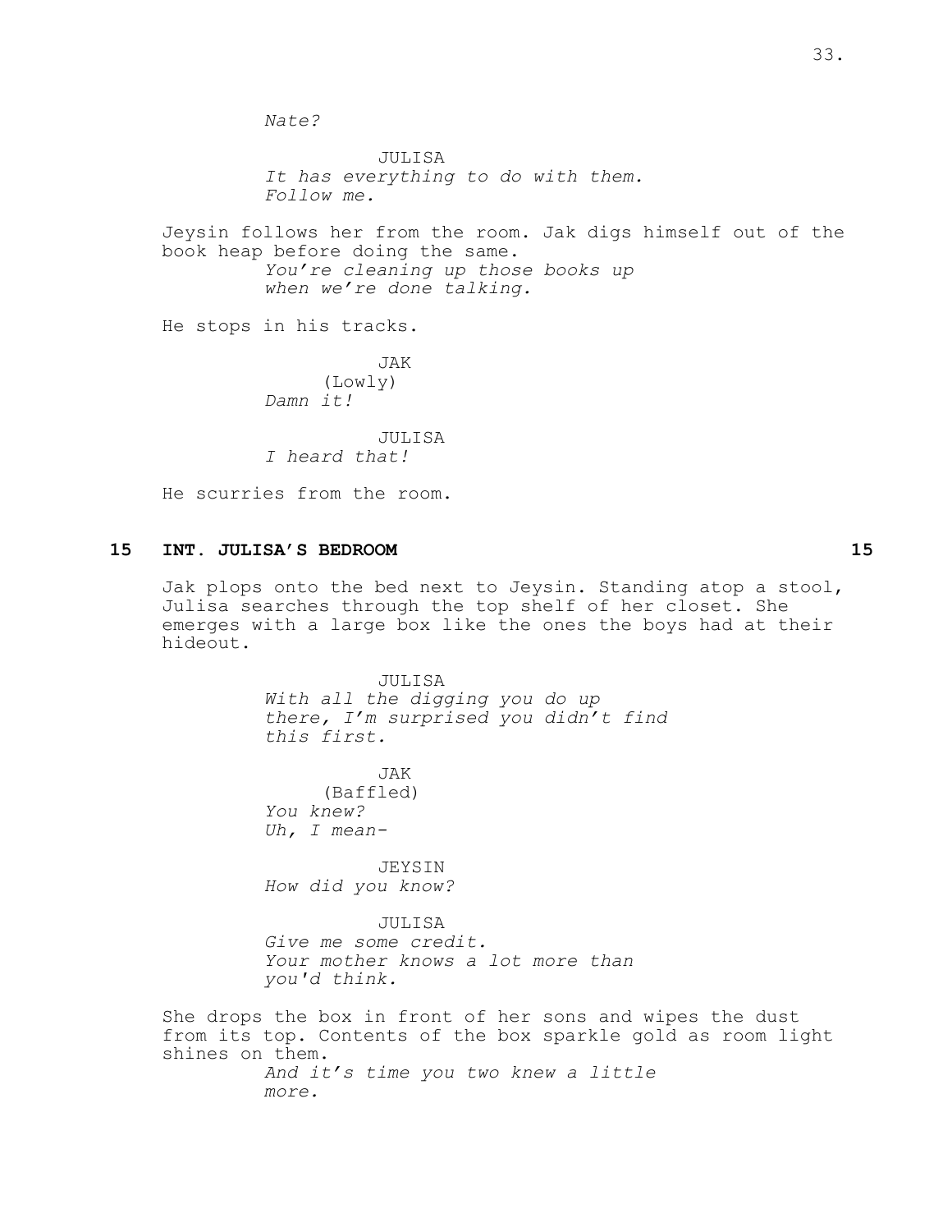*Nate?*

JULISA

*It has everything to do with them.*
*Follow me.*

Jeysin follows her from the room. Jak digs himself out of the book heap before doing the same.

*You're cleaning up those books up*
*when we're done talking.*

He stops in his tracks.

JAK

(Lowly)

*Damn it!*

JULISA

*I heard that!*

He scurries from the room.

**15 INT. JULISA'S BEDROOM 15**

Jak plops onto the bed next to Jeysin. Standing atop a stool, Julisa searches through the top shelf of her closet. She emerges with a large box like the ones the boys had at their hideout.

JULISA

*With all the digging you do up*
*there, I'm surprised you didn't find*
*this first.*

JAK

(Baffled)

*You knew?*
*Uh, I mean-*

JEYSIN

*How did you know?*

JULISA

*Give me some credit.*
*Your mother knows a lot more than*
*you'd think.*

She drops the box in front of her sons and wipes the dust from its top. Contents of the box sparkle gold as room light shines on them.

*And it's time you two knew a little*
*more.*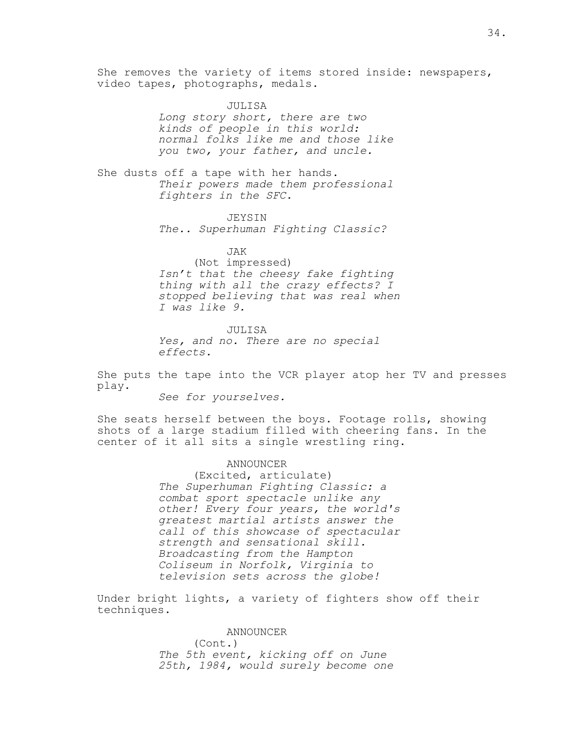She removes the variety of items stored inside: newspapers, video tapes, photographs, medals.

JULISA

*Long story short, there are two kinds of people in this world: normal folks like me and those like you two, your father, and uncle.*

She dusts off a tape with her hands.

*Their powers made them professional fighters in the SFC.*

JEYSIN

*The.. Superhuman Fighting Classic?*

JAK

(Not impressed)

*Isn't that the cheesy fake fighting thing with all the crazy effects? I stopped believing that was real when I was like 9.*

JULISA

*Yes, and no. There are no special effects.*

She puts the tape into the VCR player atop her TV and presses play.

*See for yourselves.*

She seats herself between the boys. Footage rolls, showing shots of a large stadium filled with cheering fans. In the center of it all sits a single wrestling ring.

ANNOUNCER

(Excited, articulate)

*The Superhuman Fighting Classic: a combat sport spectacle unlike any other! Every four years, the world's greatest martial artists answer the call of this showcase of spectacular strength and sensational skill. Broadcasting from the Hampton Coliseum in Norfolk, Virginia to television sets across the globe!*

Under bright lights, a variety of fighters show off their techniques.

ANNOUNCER

(Cont.)

*The 5th event, kicking off on June 25th, 1984, would surely become one*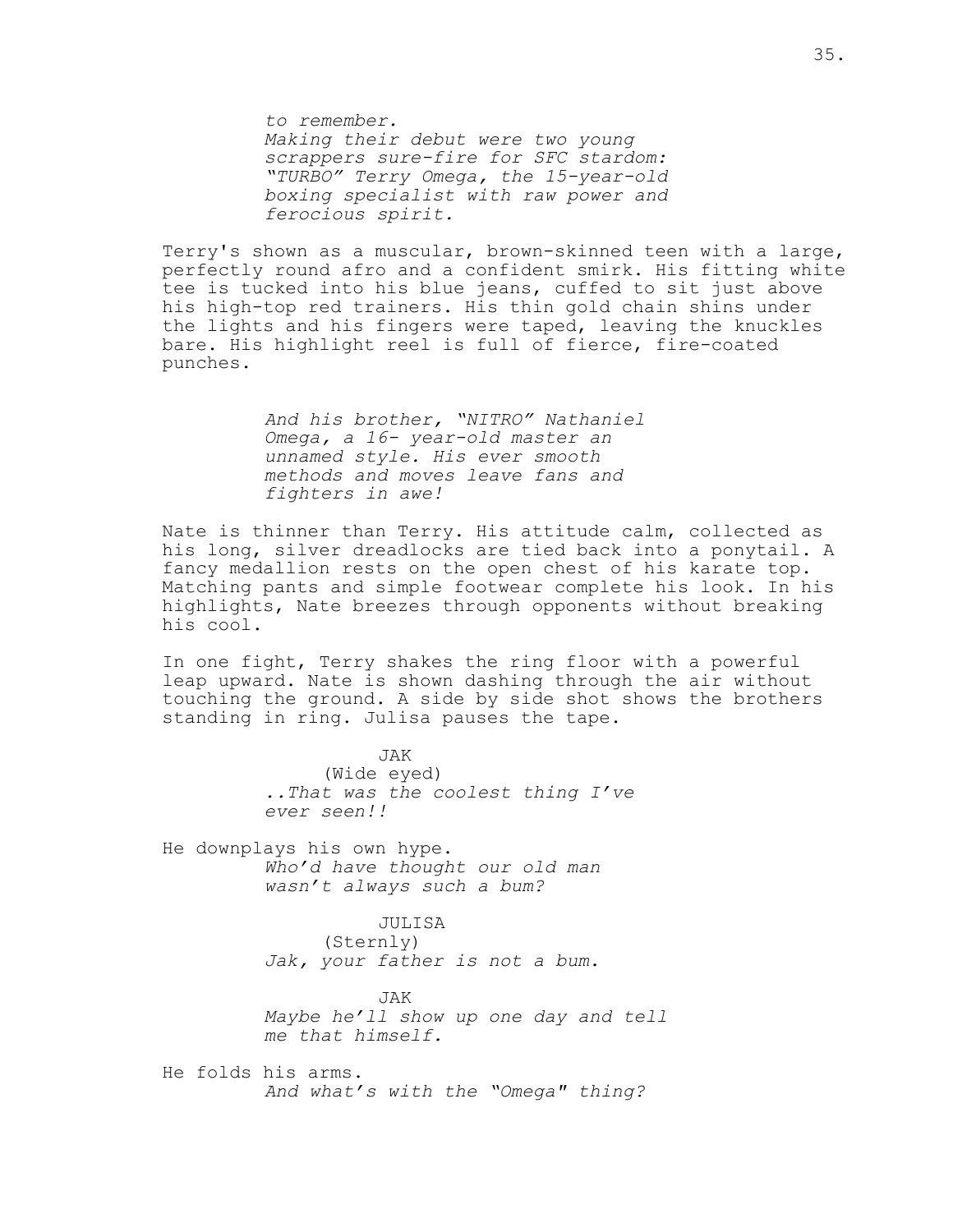*to remember.*
*Making their debut were two young scrappers sure-fire for SFC stardom: "TURBO" Terry Omega, the 15-year-old boxing specialist with raw power and ferocious spirit.*

Terry's shown as a muscular, brown-skinned teen with a large, perfectly round afro and a confident smirk. His fitting white tee is tucked into his blue jeans, cuffed to sit just above his high-top red trainers. His thin gold chain shins under the lights and his fingers were taped, leaving the knuckles bare. His highlight reel is full of fierce, fire-coated punches.

*And his brother, "NITRO" Nathaniel Omega, a 16- year-old master an unnamed style. His ever smooth methods and moves leave fans and fighters in awe!*

Nate is thinner than Terry. His attitude calm, collected as his long, silver dreadlocks are tied back into a ponytail. A fancy medallion rests on the open chest of his karate top. Matching pants and simple footwear complete his look. In his highlights, Nate breezes through opponents without breaking his cool.

In one fight, Terry shakes the ring floor with a powerful leap upward. Nate is shown dashing through the air without touching the ground. A side by side shot shows the brothers standing in ring. Julisa pauses the tape.

JAK
(Wide eyed)
*..That was the coolest thing I've ever seen!!*

He downplays his own hype.
*Who'd have thought our old man wasn't always such a bum?*

JULISA
(Sternly)
*Jak, your father is not a bum.*

JAK
*Maybe he'll show up one day and tell me that himself.*

He folds his arms.
*And what's with the "Omega" thing?*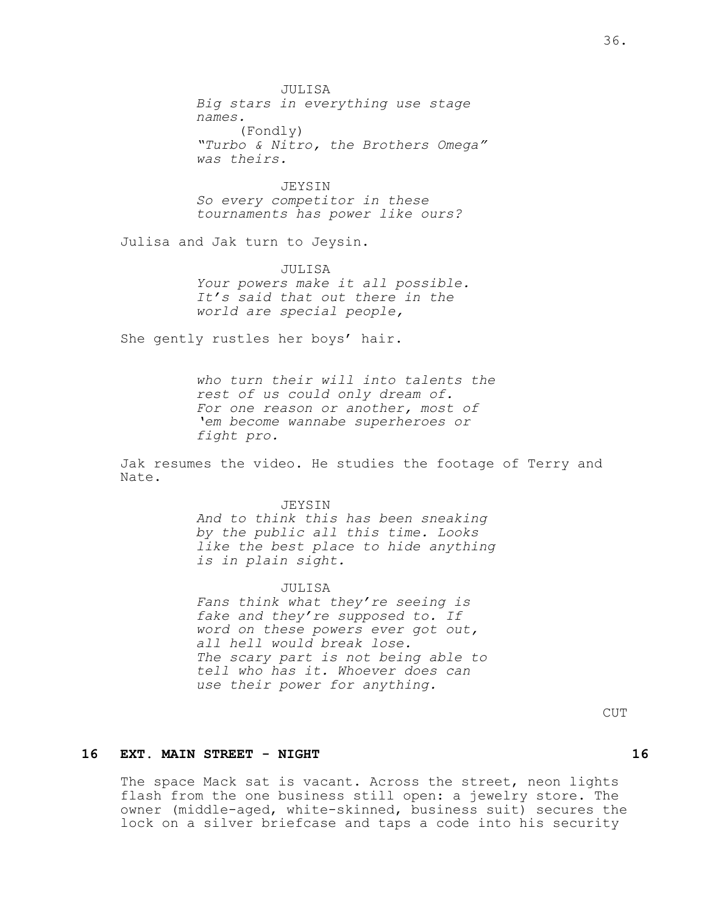JULISA
*Big stars in everything use stage names.*
(Fondly)
*"Turbo & Nitro, the Brothers Omega" was theirs.*

JEYSIN
*So every competitor in these tournaments has power like ours?*

Julisa and Jak turn to Jeysin.

JULISA
*Your powers make it all possible. It's said that out there in the world are special people,*

She gently rustles her boys' hair.

*who turn their will into talents the rest of us could only dream of. For one reason or another, most of 'em become wannabe superheroes or fight pro.*

Jak resumes the video. He studies the footage of Terry and Nate.

JEYSIN
*And to think this has been sneaking by the public all this time. Looks like the best place to hide anything is in plain sight.*

JULISA
*Fans think what they're seeing is fake and they're supposed to. If word on these powers ever got out, all hell would break lose. The scary part is not being able to tell who has it. Whoever does can use their power for anything.*

CUT

**16 EXT. MAIN STREET - NIGHT 16**

The space Mack sat is vacant. Across the street, neon lights flash from the one business still open: a jewelry store. The owner (middle-aged, white-skinned, business suit) secures the lock on a silver briefcase and taps a code into his security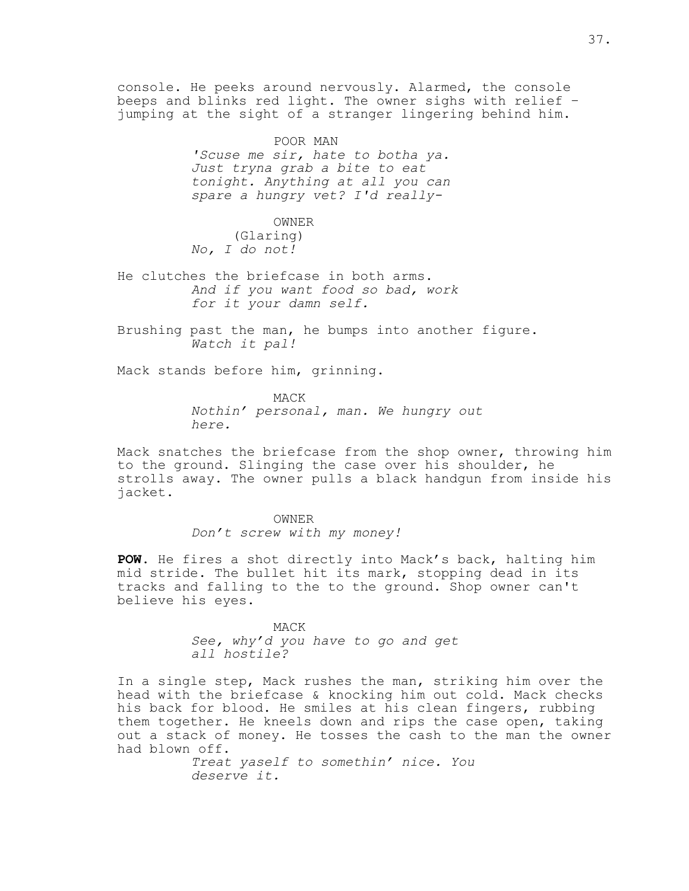console. He peeks around nervously. Alarmed, the console beeps and blinks red light. The owner sighs with relief - jumping at the sight of a stranger lingering behind him.

POOR MAN
*'Scuse me sir, hate to botha ya. Just tryna grab a bite to eat tonight. Anything at all you can spare a hungry vet? I'd really-*

OWNER
(Glaring)
*No, I do not!*

He clutches the briefcase in both arms.
*And if you want food so bad, work for it your damn self.*

Brushing past the man, he bumps into another figure.
*Watch it pal!*

Mack stands before him, grinning.

MACK
*Nothin' personal, man. We hungry out here.*

Mack snatches the briefcase from the shop owner, throwing him to the ground. Slinging the case over his shoulder, he strolls away. The owner pulls a black handgun from inside his jacket.

OWNER
*Don't screw with my money!*

**POW**. He fires a shot directly into Mack's back, halting him mid stride. The bullet hit its mark, stopping dead in its tracks and falling to the to the ground. Shop owner can't believe his eyes.

MACK
*See, why'd you have to go and get all hostile?*

In a single step, Mack rushes the man, striking him over the head with the briefcase & knocking him out cold. Mack checks his back for blood. He smiles at his clean fingers, rubbing them together. He kneels down and rips the case open, taking out a stack of money. He tosses the cash to the man the owner had blown off.
*Treat yaself to somethin' nice. You deserve it.*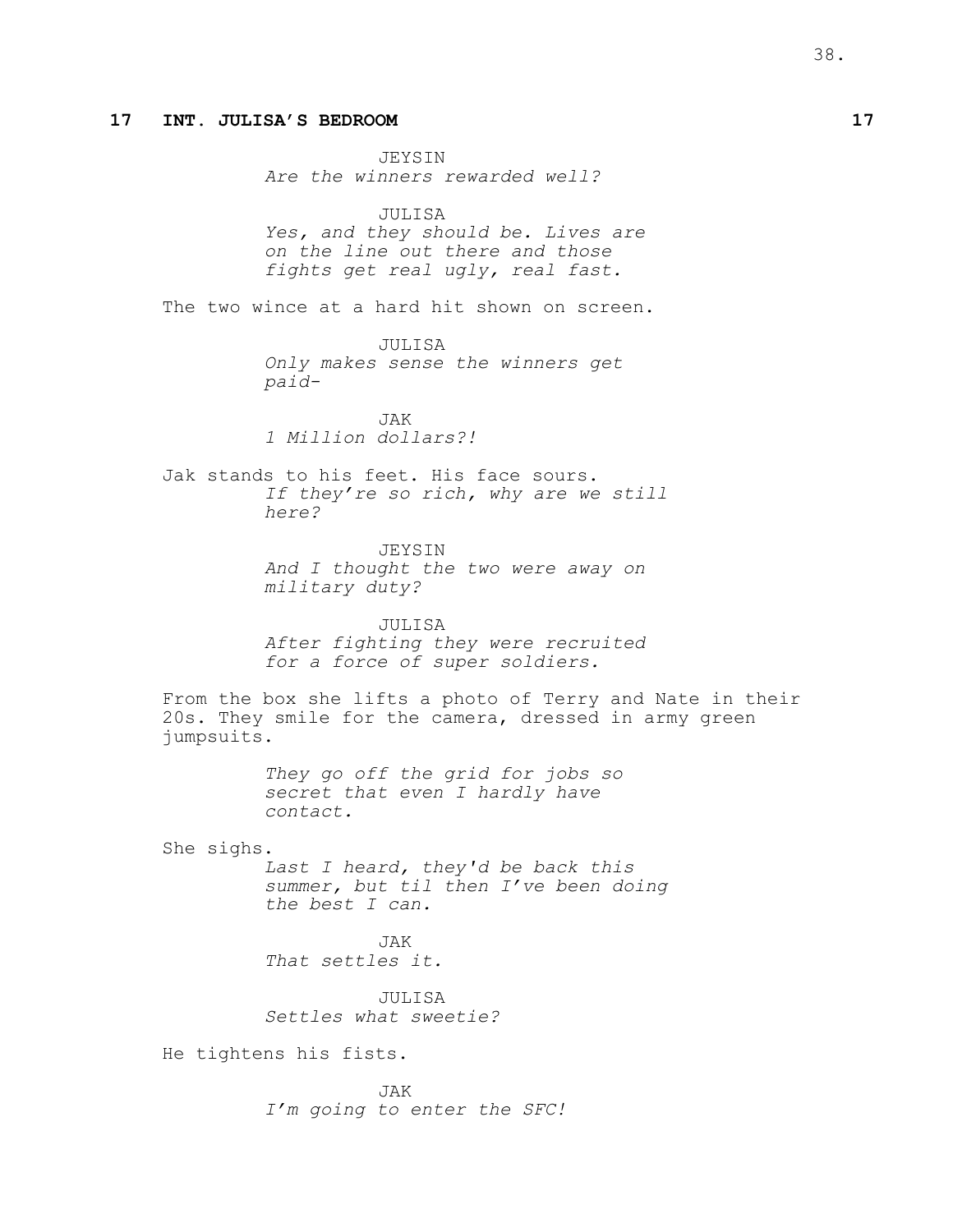**17 INT. JULISA'S BEDROOM 17**

JEYSIN
*Are the winners rewarded well?*

JULISA
*Yes, and they should be. Lives are on the line out there and those fights get real ugly, real fast.*

The two wince at a hard hit shown on screen.

JULISA
*Only makes sense the winners get paid-*

JAK
*1 Million dollars?!*

Jak stands to his feet. His face sours.
*If they're so rich, why are we still here?*

JEYSIN
*And I thought the two were away on military duty?*

JULISA
*After fighting they were recruited for a force of super soldiers.*

From the box she lifts a photo of Terry and Nate in their 20s. They smile for the camera, dressed in army green jumpsuits.

*They go off the grid for jobs so secret that even I hardly have contact.*

She sighs.
*Last I heard, they'd be back this summer, but til then I've been doing the best I can.*

JAK
*That settles it.*

JULISA
*Settles what sweetie?*

He tightens his fists.

JAK
*I'm going to enter the SFC!*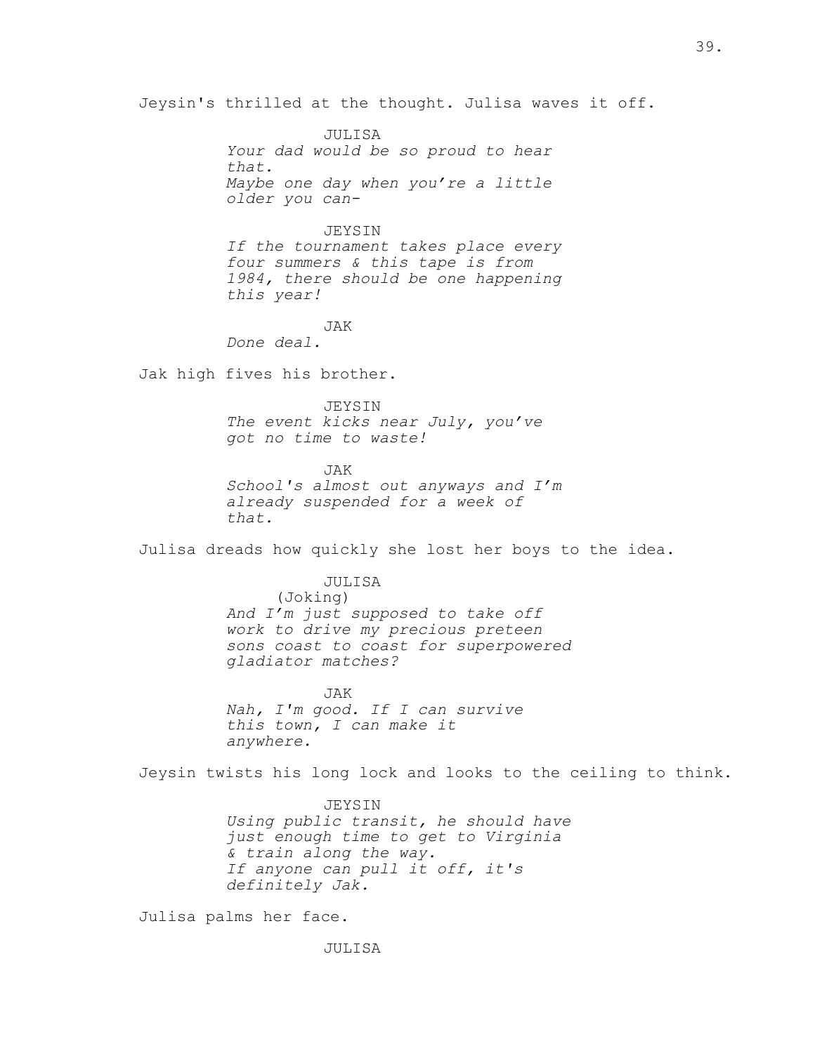Jeysin's thrilled at the thought. Julisa waves it off.

JULISA
*Your dad would be so proud to hear that.*
*Maybe one day when you're a little older you can-*

JEYSIN
*If the tournament takes place every four summers & this tape is from 1984, there should be one happening this year!*

JAK
*Done deal.*

Jak high fives his brother.

JEYSIN
*The event kicks near July, you've got no time to waste!*

JAK
*School's almost out anyways and I'm already suspended for a week of that.*

Julisa dreads how quickly she lost her boys to the idea.

JULISA
(Joking)
*And I'm just supposed to take off work to drive my precious preteen sons coast to coast for superpowered gladiator matches?*

JAK
*Nah, I'm good. If I can survive this town, I can make it anywhere.*

Jeysin twists his long lock and looks to the ceiling to think.

JEYSIN
*Using public transit, he should have just enough time to get to Virginia & train along the way.*
*If anyone can pull it off, it's definitely Jak.*

Julisa palms her face.

JULISA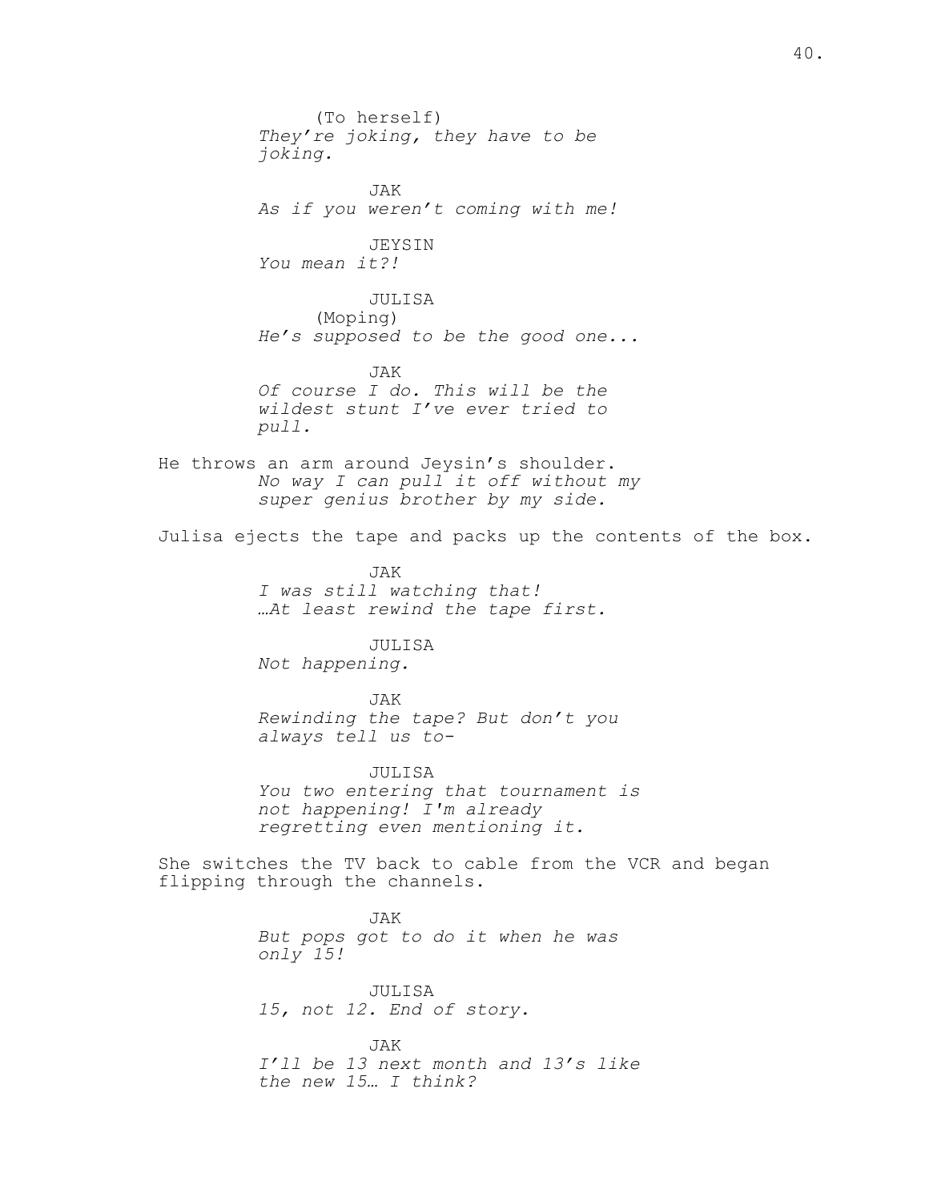(To herself)
*They're joking, they have to be joking.*

JAK
*As if you weren't coming with me!*

JEYSIN
*You mean it?!*

JULISA
(Moping)
*He's supposed to be the good one...*

JAK
*Of course I do. This will be the wildest stunt I've ever tried to pull.*

He throws an arm around Jeysin's shoulder.
*No way I can pull it off without my super genius brother by my side.*

Julisa ejects the tape and packs up the contents of the box.

JAK
*I was still watching that!*
*…At least rewind the tape first.*

JULISA
*Not happening.*

JAK
*Rewinding the tape? But don't you always tell us to-*

JULISA
*You two entering that tournament is not happening! I'm already regretting even mentioning it.*

She switches the TV back to cable from the VCR and began flipping through the channels.

JAK
*But pops got to do it when he was only 15!*

JULISA
*15, not 12. End of story.*

JAK
*I'll be 13 next month and 13's like the new 15… I think?*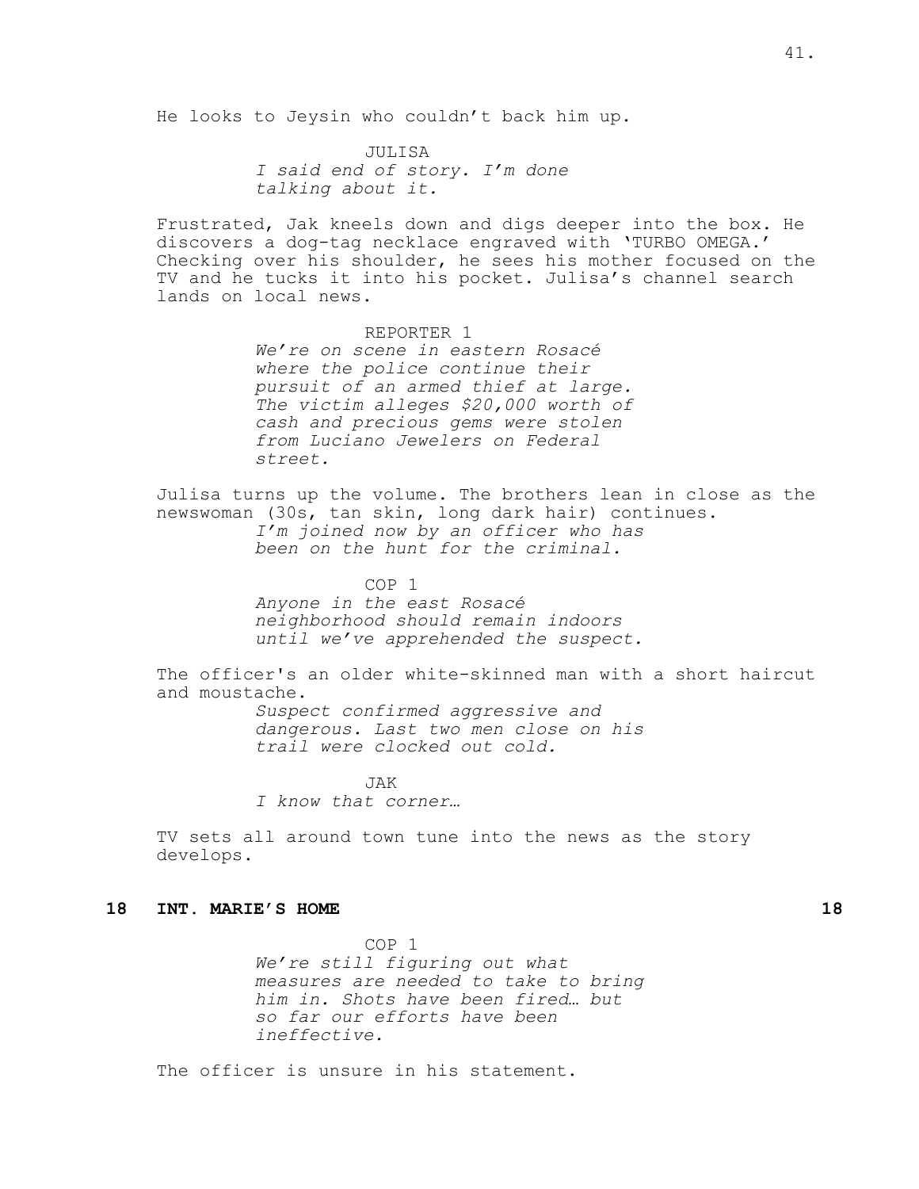He looks to Jeysin who couldn't back him up.

JULISA
*I said end of story. I'm done talking about it.*

Frustrated, Jak kneels down and digs deeper into the box. He discovers a dog-tag necklace engraved with 'TURBO OMEGA.' Checking over his shoulder, he sees his mother focused on the TV and he tucks it into his pocket. Julisa's channel search lands on local news.

REPORTER 1
*We're on scene in eastern Rosacé where the police continue their pursuit of an armed thief at large. The victim alleges $20,000 worth of cash and precious gems were stolen from Luciano Jewelers on Federal street.*

Julisa turns up the volume. The brothers lean in close as the newswoman (30s, tan skin, long dark hair) continues.
*I'm joined now by an officer who has been on the hunt for the criminal.*

COP 1
*Anyone in the east Rosacé neighborhood should remain indoors until we've apprehended the suspect.*

The officer's an older white-skinned man with a short haircut and moustache.
*Suspect confirmed aggressive and dangerous. Last two men close on his trail were clocked out cold.*

JAK
*I know that corner…*

TV sets all around town tune into the news as the story develops.

**18 INT. MARIE'S HOME 18**

COP 1
*We're still figuring out what measures are needed to take to bring him in. Shots have been fired… but so far our efforts have been ineffective.*

The officer is unsure in his statement.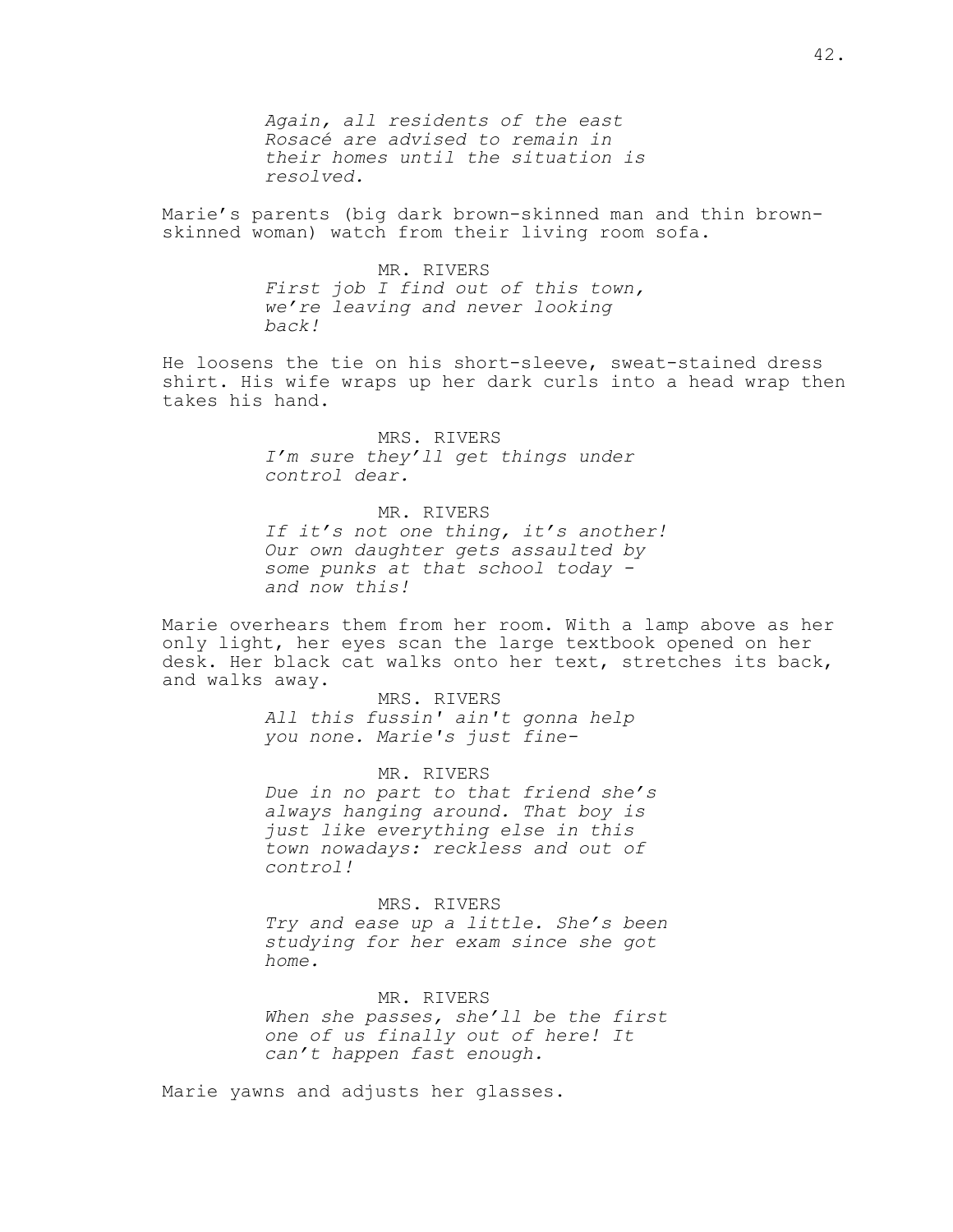*Again, all residents of the east Rosacé are advised to remain in their homes until the situation is resolved.*

Marie's parents (big dark brown-skinned man and thin brown-skinned woman) watch from their living room sofa.

MR. RIVERS
*First job I find out of this town, we're leaving and never looking back!*

He loosens the tie on his short-sleeve, sweat-stained dress shirt. His wife wraps up her dark curls into a head wrap then takes his hand.

MRS. RIVERS
*I'm sure they'll get things under control dear.*

MR. RIVERS
*If it's not one thing, it's another! Our own daughter gets assaulted by some punks at that school today - and now this!*

Marie overhears them from her room. With a lamp above as her only light, her eyes scan the large textbook opened on her desk. Her black cat walks onto her text, stretches its back, and walks away.

MRS. RIVERS
*All this fussin' ain't gonna help you none. Marie's just fine-*

MR. RIVERS
*Due in no part to that friend she's always hanging around. That boy is just like everything else in this town nowadays: reckless and out of control!*

MRS. RIVERS
*Try and ease up a little. She's been studying for her exam since she got home.*

MR. RIVERS
*When she passes, she'll be the first one of us finally out of here! It can't happen fast enough.*

Marie yawns and adjusts her glasses.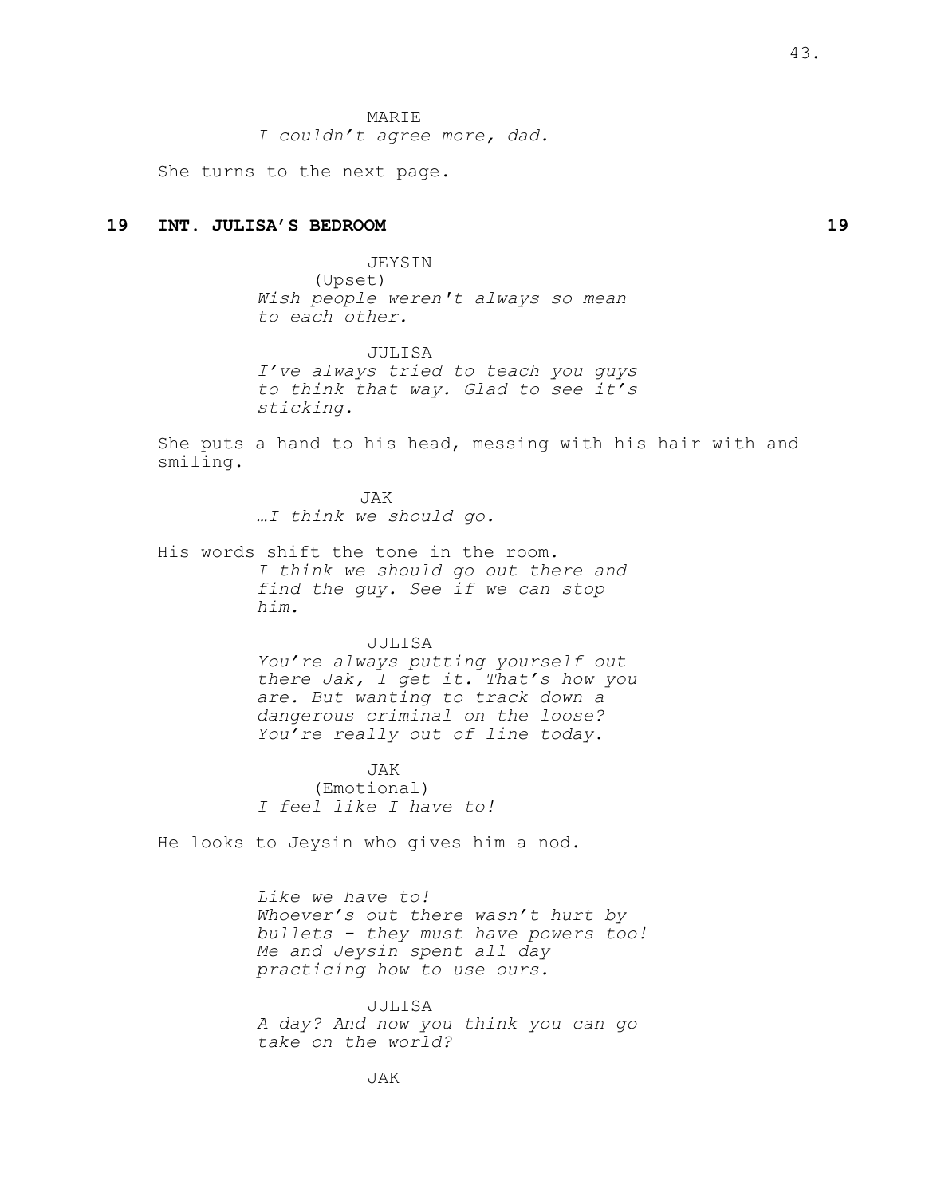MARIE
*I couldn't agree more, dad.*

She turns to the next page.

**19 INT. JULISA'S BEDROOM 19**

JEYSIN
(Upset)
*Wish people weren't always so mean to each other.*

JULISA
*I've always tried to teach you guys to think that way. Glad to see it's sticking.*

She puts a hand to his head, messing with his hair with and smiling.

JAK
*…I think we should go.*

His words shift the tone in the room.
*I think we should go out there and find the guy. See if we can stop him.*

JULISA
*You're always putting yourself out there Jak, I get it. That's how you are. But wanting to track down a dangerous criminal on the loose? You're really out of line today.*

JAK
(Emotional)
*I feel like I have to!*

He looks to Jeysin who gives him a nod.

*Like we have to!*
*Whoever's out there wasn't hurt by bullets - they must have powers too! Me and Jeysin spent all day practicing how to use ours.*

JULISA
*A day? And now you think you can go take on the world?*

JAK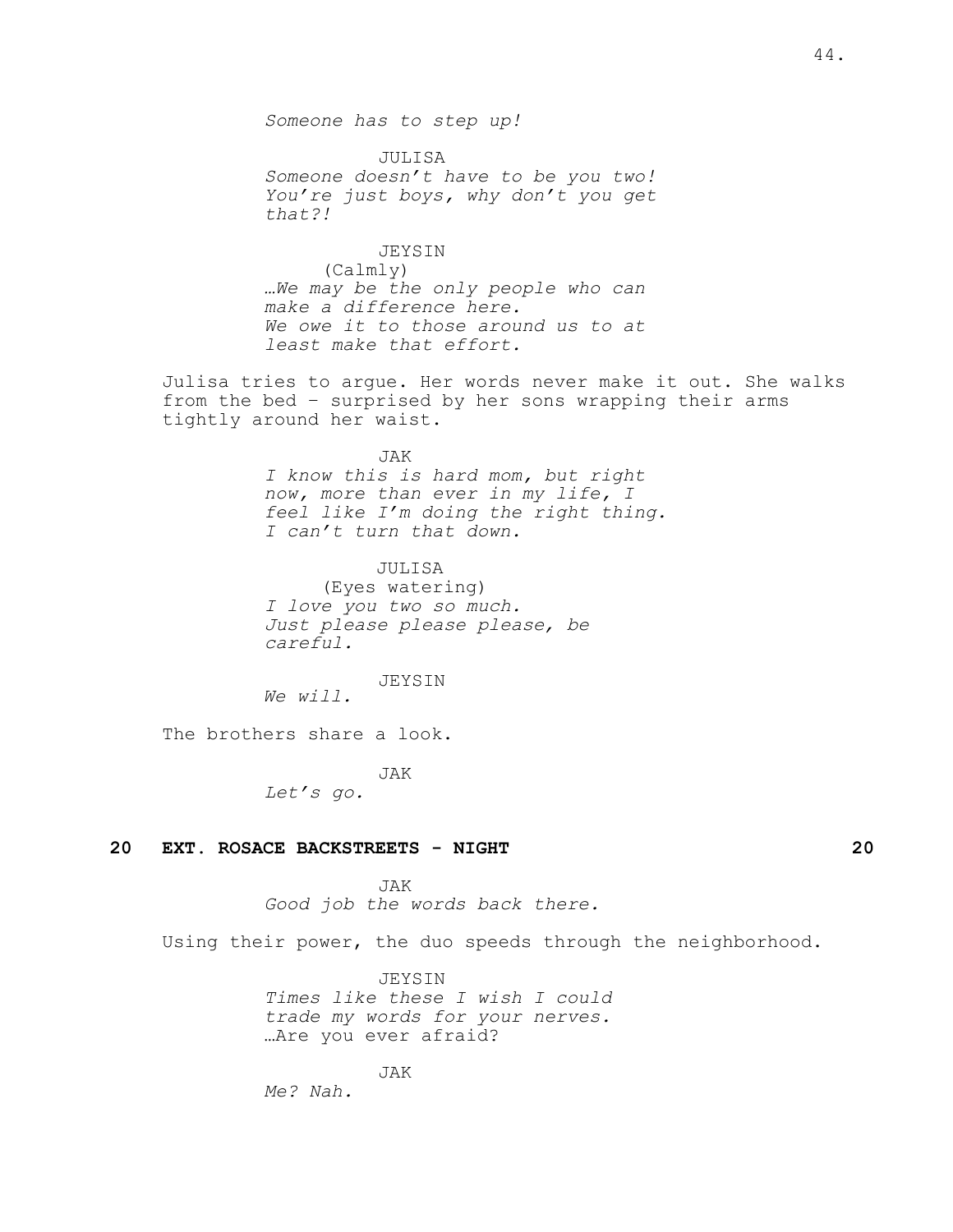*Someone has to step up!*

JULISA
*Someone doesn't have to be you two! You're just boys, why don't you get that?!*

JEYSIN
(Calmly)
*…We may be the only people who can make a difference here. We owe it to those around us to at least make that effort.*

Julisa tries to argue. Her words never make it out. She walks from the bed - surprised by her sons wrapping their arms tightly around her waist.

JAK
*I know this is hard mom, but right now, more than ever in my life, I feel like I'm doing the right thing. I can't turn that down.*

JULISA
(Eyes watering)
*I love you two so much. Just please please please, be careful.*

JEYSIN
*We will.*

The brothers share a look.

JAK
*Let's go.*

**20 EXT. ROSACE BACKSTREETS - NIGHT 20**

JAK
*Good job the words back there.*

Using their power, the duo speeds through the neighborhood.

JEYSIN
*Times like these I wish I could trade my words for your nerves.*
…Are you ever afraid?

JAK
*Me? Nah.*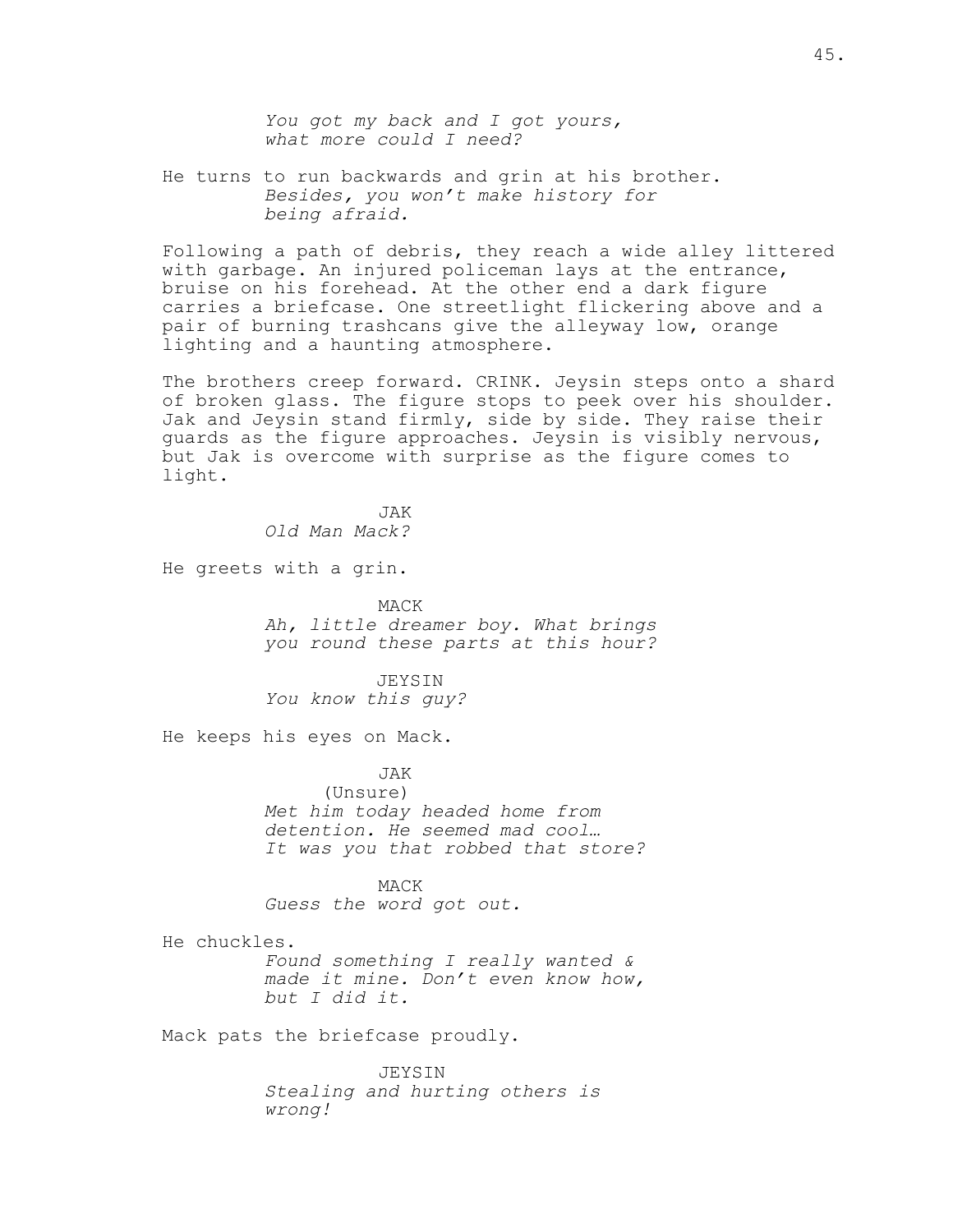*You got my back and I got yours, what more could I need?*

He turns to run backwards and grin at his brother.

*Besides, you won't make history for being afraid.*

Following a path of debris, they reach a wide alley littered with garbage. An injured policeman lays at the entrance, bruise on his forehead. At the other end a dark figure carries a briefcase. One streetlight flickering above and a pair of burning trashcans give the alleyway low, orange lighting and a haunting atmosphere.

The brothers creep forward. CRINK. Jeysin steps onto a shard of broken glass. The figure stops to peek over his shoulder. Jak and Jeysin stand firmly, side by side. They raise their guards as the figure approaches. Jeysin is visibly nervous, but Jak is overcome with surprise as the figure comes to light.

JAK

*Old Man Mack?*

He greets with a grin.

MACK

*Ah, little dreamer boy. What brings you round these parts at this hour?*

JEYSIN

*You know this guy?*

He keeps his eyes on Mack.

JAK

(Unsure)

*Met him today headed home from detention. He seemed mad cool… It was you that robbed that store?*

MACK

*Guess the word got out.*

He chuckles.

*Found something I really wanted & made it mine. Don't even know how, but I did it.*

Mack pats the briefcase proudly.

JEYSIN

*Stealing and hurting others is wrong!*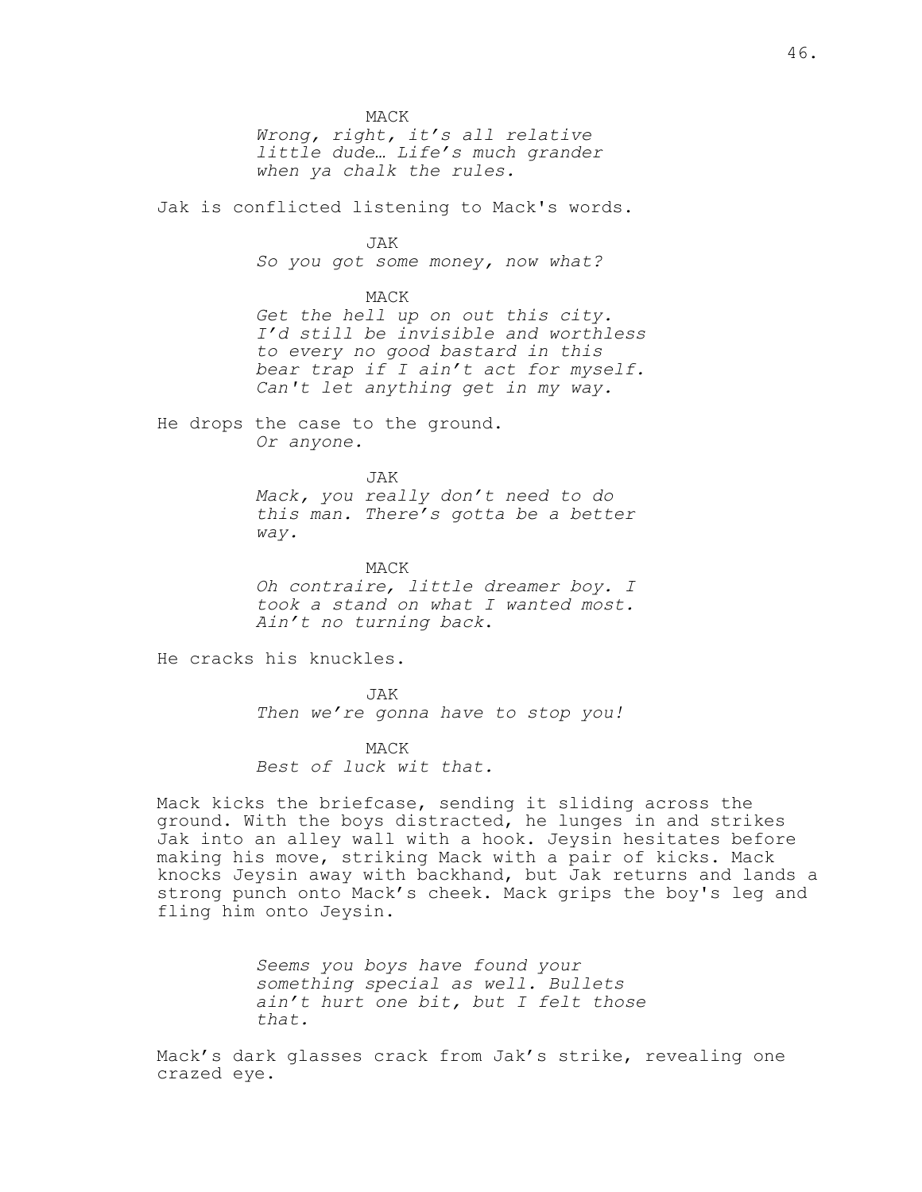MACK

*Wrong, right, it's all relative little dude… Life's much grander when ya chalk the rules.*

Jak is conflicted listening to Mack's words.

JAK

*So you got some money, now what?*

MACK

*Get the hell up on out this city. I'd still be invisible and worthless to every no good bastard in this bear trap if I ain't act for myself. Can't let anything get in my way.*

He drops the case to the ground.

*Or anyone.*

JAK

*Mack, you really don't need to do this man. There's gotta be a better way.*

MACK

*Oh contraire, little dreamer boy. I took a stand on what I wanted most. Ain't no turning back*.

He cracks his knuckles.

JAK

*Then we're gonna have to stop you!*

MACK

*Best of luck wit that.*

Mack kicks the briefcase, sending it sliding across the ground. With the boys distracted, he lunges in and strikes Jak into an alley wall with a hook. Jeysin hesitates before making his move, striking Mack with a pair of kicks. Mack knocks Jeysin away with backhand, but Jak returns and lands a strong punch onto Mack's cheek. Mack grips the boy's leg and fling him onto Jeysin.

*Seems you boys have found your something special as well. Bullets ain't hurt one bit, but I felt those that.*

Mack's dark glasses crack from Jak's strike, revealing one crazed eye.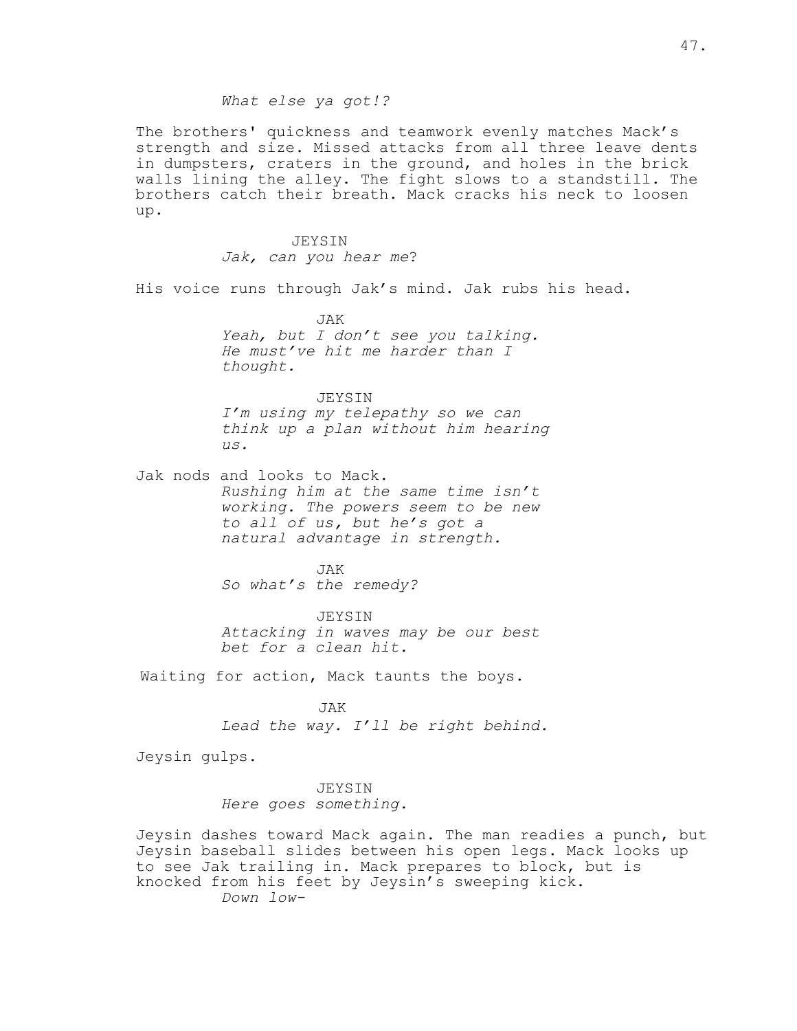*What else ya got!?*

The brothers' quickness and teamwork evenly matches Mack's strength and size. Missed attacks from all three leave dents in dumpsters, craters in the ground, and holes in the brick walls lining the alley. The fight slows to a standstill. The brothers catch their breath. Mack cracks his neck to loosen up.

JEYSIN
*Jak, can you hear me*?

His voice runs through Jak's mind. Jak rubs his head.

JAK
*Yeah, but I don't see you talking. He must've hit me harder than I thought.*

JEYSIN
*I'm using my telepathy so we can think up a plan without him hearing us.*

Jak nods and looks to Mack.
*Rushing him at the same time isn't working. The powers seem to be new to all of us, but he's got a natural advantage in strength.*

JAK
*So what's the remedy?*

JEYSIN
*Attacking in waves may be our best bet for a clean hit.*

Waiting for action, Mack taunts the boys.

JAK
*Lead the way. I'll be right behind.*

Jeysin gulps.

JEYSIN
*Here goes something.*

Jeysin dashes toward Mack again. The man readies a punch, but Jeysin baseball slides between his open legs. Mack looks up to see Jak trailing in. Mack prepares to block, but is knocked from his feet by Jeysin's sweeping kick.
*Down low-*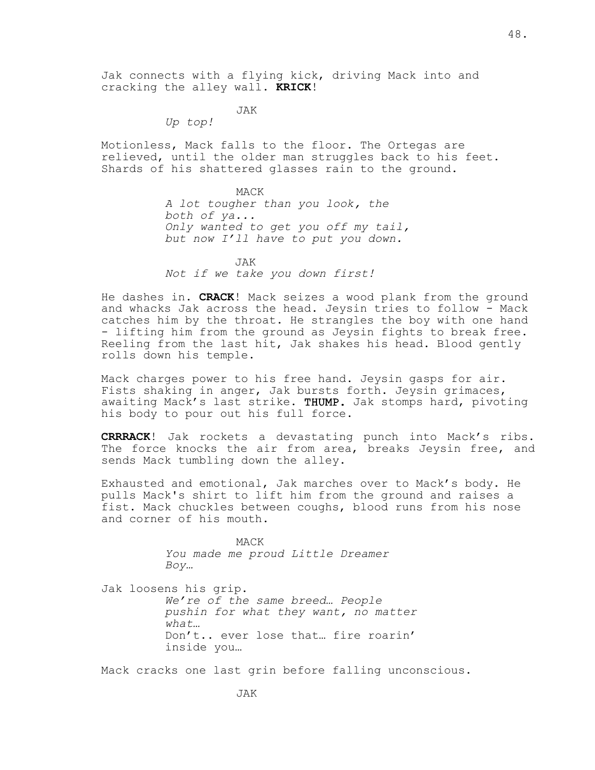Jak connects with a flying kick, driving Mack into and cracking the alley wall. **KRICK**!

JAK
*Up top!*

Motionless, Mack falls to the floor. The Ortegas are relieved, until the older man struggles back to his feet. Shards of his shattered glasses rain to the ground.

MACK
*A lot tougher than you look, the both of ya...*
*Only wanted to get you off my tail, but now I'll have to put you down.*

JAK
*Not if we take you down first!*

He dashes in. **CRACK**! Mack seizes a wood plank from the ground and whacks Jak across the head. Jeysin tries to follow - Mack catches him by the throat. He strangles the boy with one hand - lifting him from the ground as Jeysin fights to break free. Reeling from the last hit, Jak shakes his head. Blood gently rolls down his temple.

Mack charges power to his free hand. Jeysin gasps for air. Fists shaking in anger, Jak bursts forth. Jeysin grimaces, awaiting Mack's last strike. **THUMP.** Jak stomps hard, pivoting his body to pour out his full force.

**CRRRACK**! Jak rockets a devastating punch into Mack's ribs. The force knocks the air from area, breaks Jeysin free, and sends Mack tumbling down the alley.

Exhausted and emotional, Jak marches over to Mack's body. He pulls Mack's shirt to lift him from the ground and raises a fist. Mack chuckles between coughs, blood runs from his nose and corner of his mouth.

MACK
*You made me proud Little Dreamer Boy…*

Jak loosens his grip.
*We're of the same breed… People pushin for what they want, no matter what…*
Don't.. ever lose that… fire roarin' inside you…

Mack cracks one last grin before falling unconscious.

JAK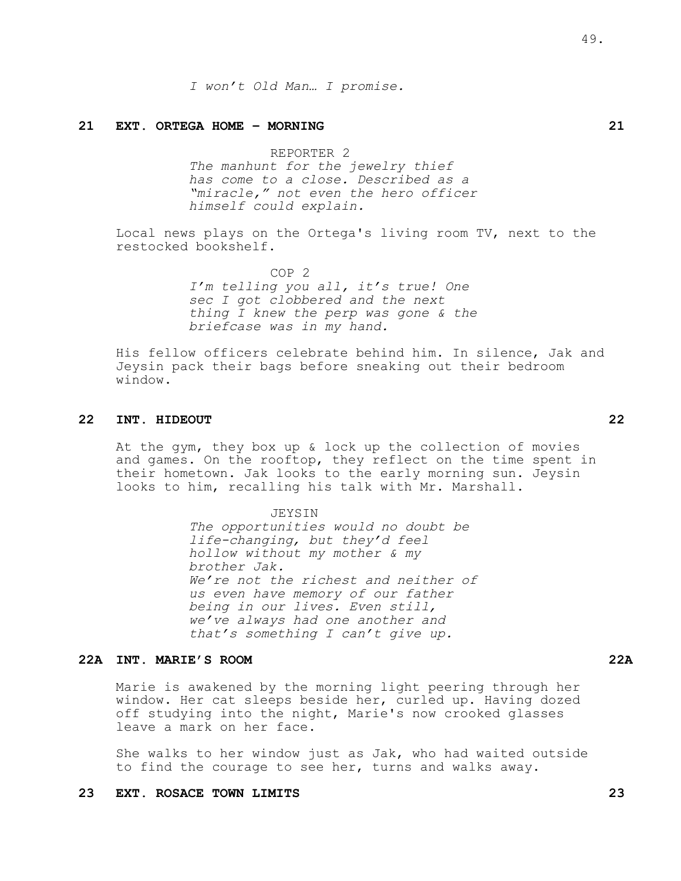*I won't Old Man… I promise.*

**21 EXT. ORTEGA HOME - MORNING 21**

REPORTER 2

*The manhunt for the jewelry thief has come to a close. Described as a "miracle," not even the hero officer himself could explain.*

Local news plays on the Ortega's living room TV, next to the restocked bookshelf.

COP 2

*I'm telling you all, it's true! One sec I got clobbered and the next thing I knew the perp was gone & the briefcase was in my hand.*

His fellow officers celebrate behind him. In silence, Jak and Jeysin pack their bags before sneaking out their bedroom window.

**22 INT. HIDEOUT 22**

At the gym, they box up & lock up the collection of movies and games. On the rooftop, they reflect on the time spent in their hometown. Jak looks to the early morning sun. Jeysin looks to him, recalling his talk with Mr. Marshall.

JEYSIN

*The opportunities would no doubt be life-changing, but they'd feel hollow without my mother & my brother Jak.*
*We're not the richest and neither of us even have memory of our father being in our lives. Even still, we've always had one another and that's something I can't give up.*

**22A INT. MARIE'S ROOM 22A**

Marie is awakened by the morning light peering through her window. Her cat sleeps beside her, curled up. Having dozed off studying into the night, Marie's now crooked glasses leave a mark on her face.

She walks to her window just as Jak, who had waited outside to find the courage to see her, turns and walks away.

**23 EXT. ROSACE TOWN LIMITS 23**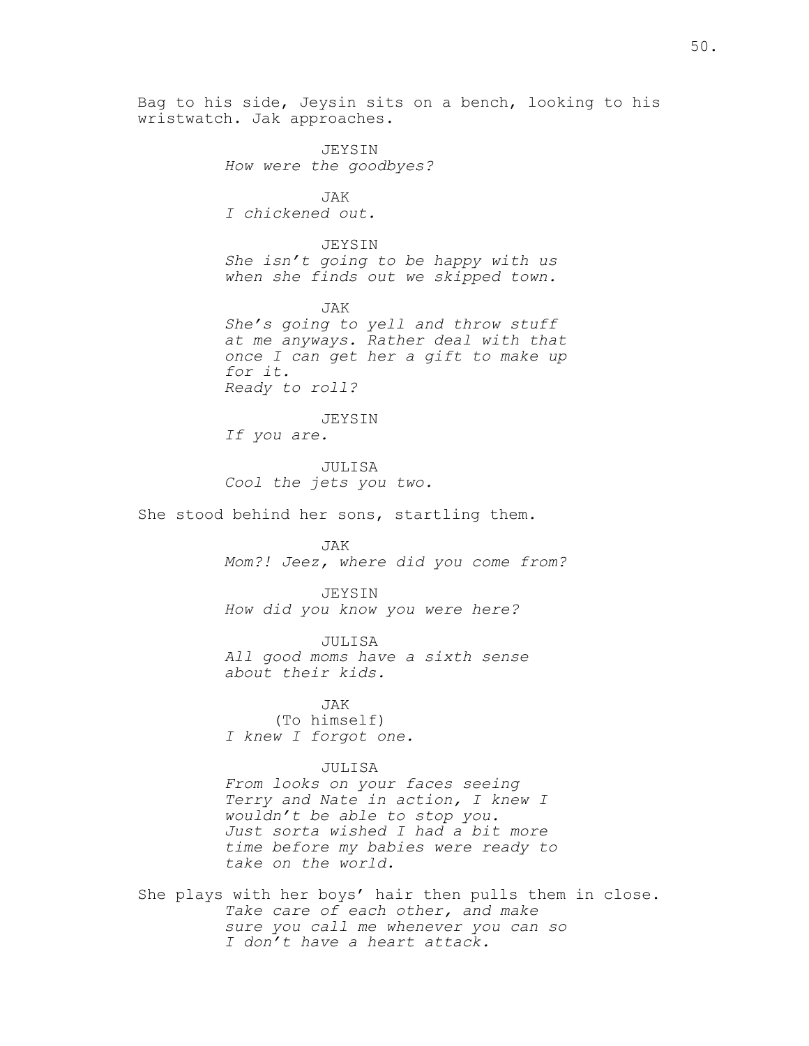Bag to his side, Jeysin sits on a bench, looking to his wristwatch. Jak approaches.

JEYSIN
*How were the goodbyes?*

JAK
*I chickened out.*

JEYSIN
*She isn't going to be happy with us when she finds out we skipped town.*

JAK
*She's going to yell and throw stuff at me anyways. Rather deal with that once I can get her a gift to make up for it.*
*Ready to roll?*

JEYSIN
*If you are.*

JULISA
*Cool the jets you two.*

She stood behind her sons, startling them.

JAK
*Mom?! Jeez, where did you come from?*

JEYSIN
*How did you know you were here?*

JULISA
*All good moms have a sixth sense about their kids.*

JAK
(To himself)
*I knew I forgot one.*

JULISA
*From looks on your faces seeing Terry and Nate in action, I knew I wouldn't be able to stop you.*
*Just sorta wished I had a bit more time before my babies were ready to take on the world.*

She plays with her boys' hair then pulls them in close.
*Take care of each other, and make sure you call me whenever you can so I don't have a heart attack.*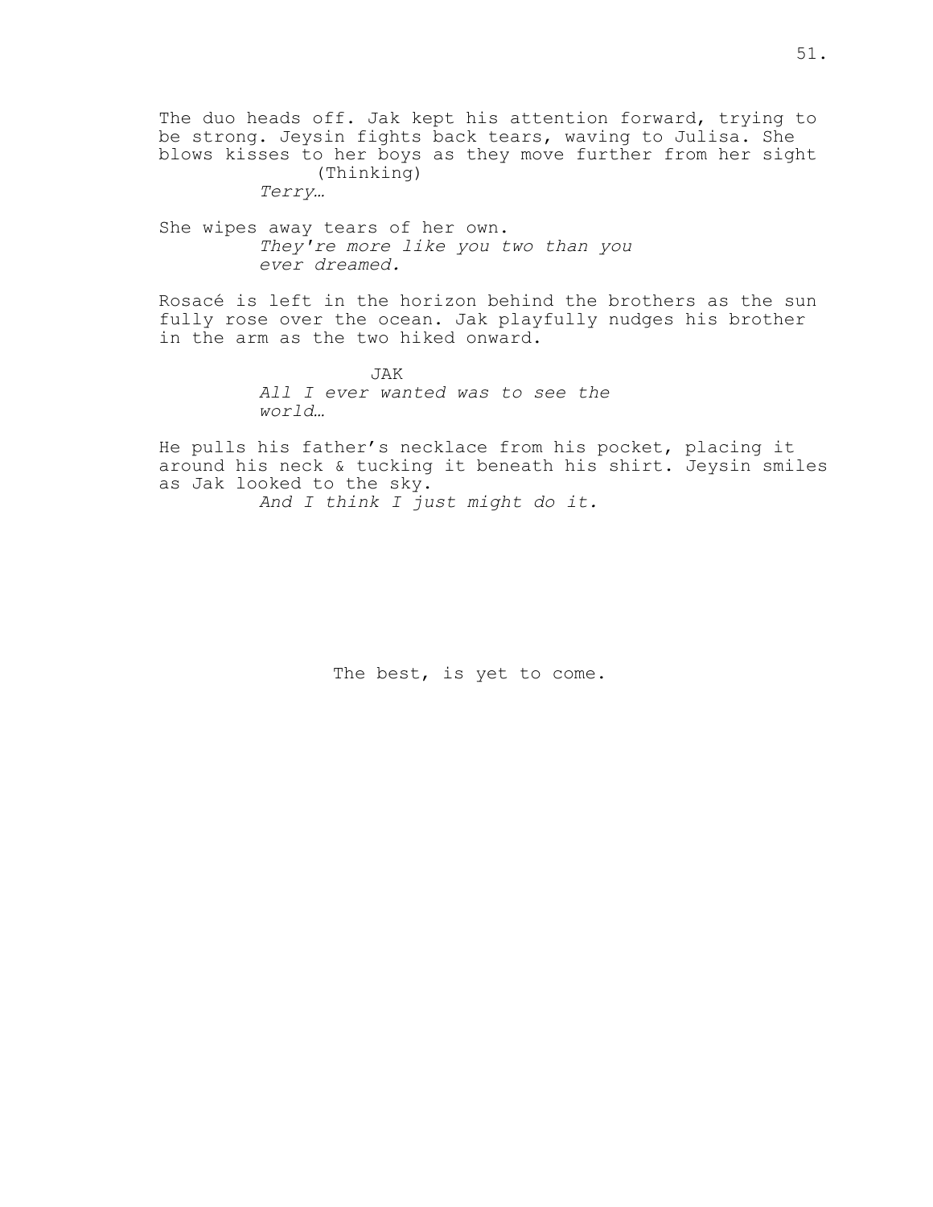The duo heads off. Jak kept his attention forward, trying to be strong. Jeysin fights back tears, waving to Julisa. She blows kisses to her boys as they move further from her sight

(Thinking)

*Terry…*

She wipes away tears of her own.

*They're more like you two than you ever dreamed.*

Rosacé is left in the horizon behind the brothers as the sun fully rose over the ocean. Jak playfully nudges his brother in the arm as the two hiked onward.

JAK

*All I ever wanted was to see the world…*

He pulls his father's necklace from his pocket, placing it around his neck & tucking it beneath his shirt. Jeysin smiles as Jak looked to the sky.

*And I think I just might do it.*

The best, is yet to come.